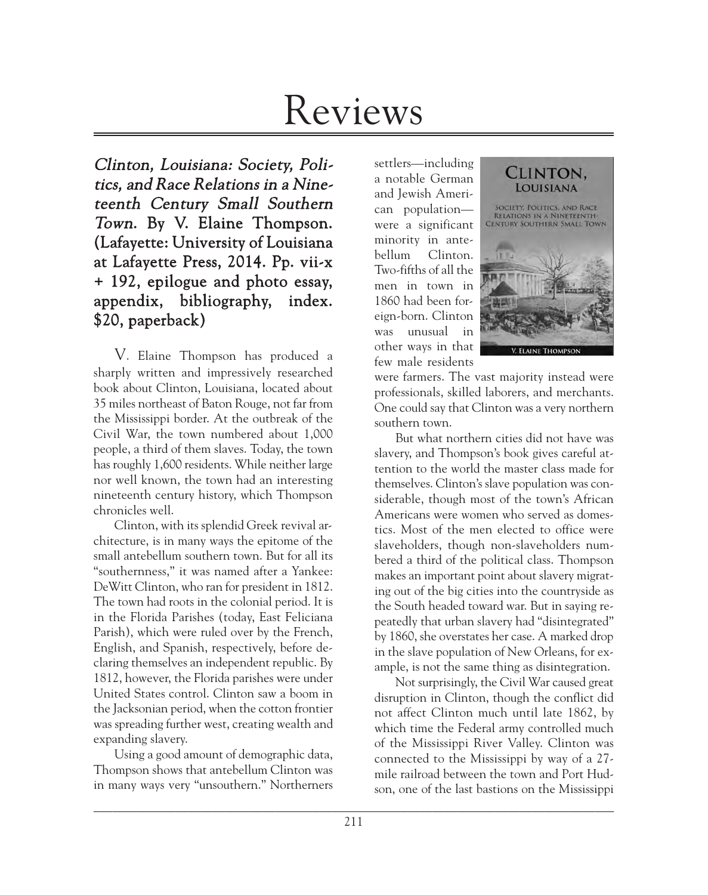# Reviews

***Clinton, Louisiana: Society, Politics, and Race Relations in a Nineteenth Century Small Southern Town.* By V. Elaine Thompson. (Lafayette: University of Louisiana at Lafayette Press, 2014. Pp. vii-x + 192, epilogue and photo essay, appendix, bibliography, index. $20, paperback)**

V. Elaine Thompson has produced a sharply written and impressively researched book about Clinton, Louisiana, located about 35 miles northeast of Baton Rouge, not far from the Mississippi border. At the outbreak of the Civil War, the town numbered about 1,000 people, a third of them slaves. Today, the town has roughly 1,600 residents. While neither large nor well known, the town had an interesting nineteenth century history, which Thompson chronicles well.

Clinton, with its splendid Greek revival architecture, is in many ways the epitome of the small antebellum southern town. But for all its "southernness," it was named after a Yankee: DeWitt Clinton, who ran for president in 1812. The town had roots in the colonial period. It is in the Florida Parishes (today, East Feliciana Parish), which were ruled over by the French, English, and Spanish, respectively, before declaring themselves an independent republic. By 1812, however, the Florida parishes were under United States control. Clinton saw a boom in the Jacksonian period, when the cotton frontier was spreading further west, creating wealth and expanding slavery.

Using a good amount of demographic data, Thompson shows that antebellum Clinton was in many ways very "unsouthern." Northerners settlers—including a notable German and Jewish American population—were a significant minority in antebellum Clinton. Two-fifths of all the men in town in 1860 had been foreign-born. Clinton was unusual in other ways in that few male residents were farmers. The vast majority instead were professionals, skilled laborers, and merchants. One could say that Clinton was a very northern southern town.

But what northern cities did not have was slavery, and Thompson's book gives careful attention to the world the master class made for themselves. Clinton's slave population was considerable, though most of the town's African Americans were women who served as domestics. Most of the men elected to office were slaveholders, though non-slaveholders numbered a third of the political class. Thompson makes an important point about slavery migrating out of the big cities into the countryside as the South headed toward war. But in saying repeatedly that urban slavery had "disintegrated" by 1860, she overstates her case. A marked drop in the slave population of New Orleans, for example, is not the same thing as disintegration.

Not surprisingly, the Civil War caused great disruption in Clinton, though the conflict did not affect Clinton much until late 1862, by which time the Federal army controlled much of the Mississippi River Valley. Clinton was connected to the Mississippi by way of a 27-mile railroad between the town and Port Hudson, one of the last bastions on the Mississippi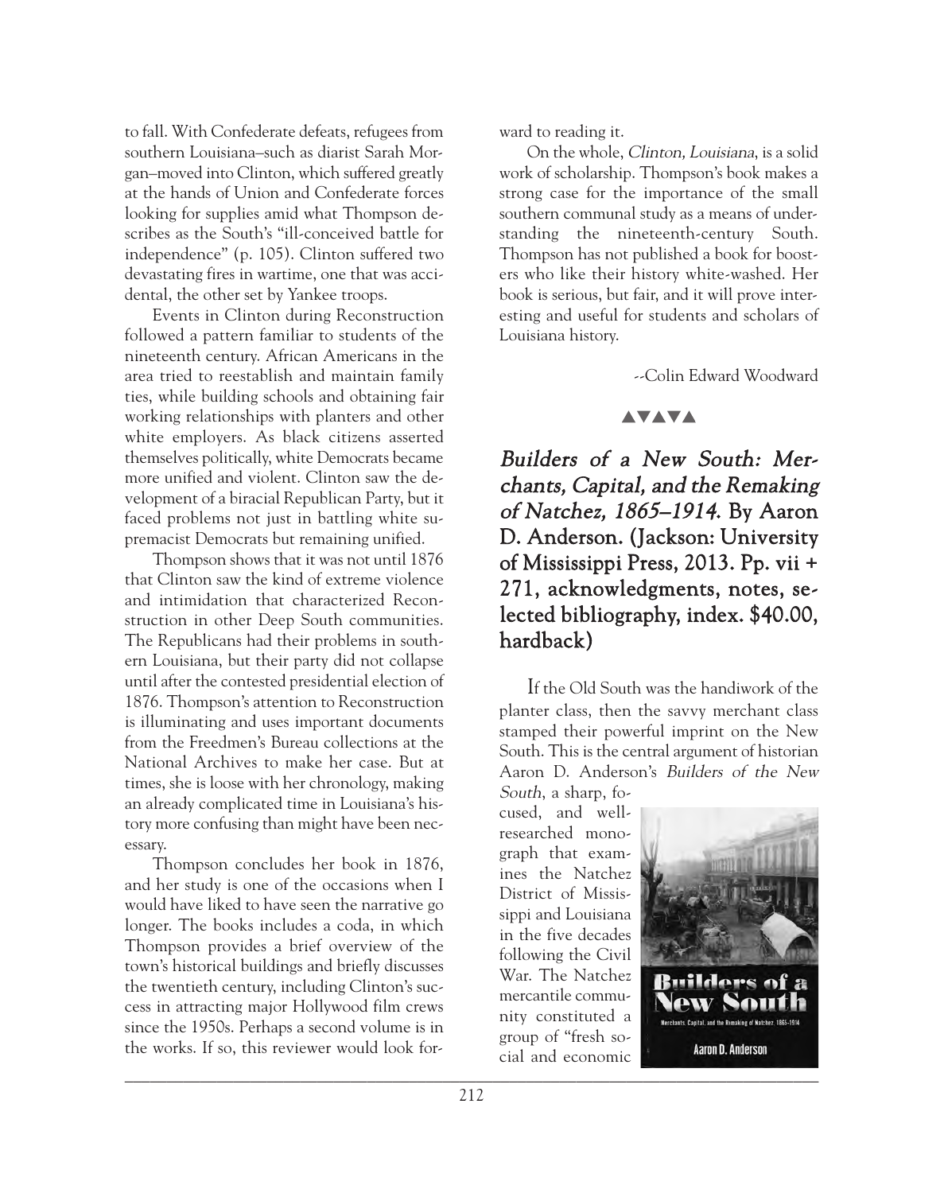to fall. With Confederate defeats, refugees from southern Louisiana–such as diarist Sarah Morgan–moved into Clinton, which suffered greatly at the hands of Union and Confederate forces looking for supplies amid what Thompson describes as the South's "ill-conceived battle for independence" (p. 105). Clinton suffered two devastating fires in wartime, one that was accidental, the other set by Yankee troops.

Events in Clinton during Reconstruction followed a pattern familiar to students of the nineteenth century. African Americans in the area tried to reestablish and maintain family ties, while building schools and obtaining fair working relationships with planters and other white employers. As black citizens asserted themselves politically, white Democrats became more unified and violent. Clinton saw the development of a biracial Republican Party, but it faced problems not just in battling white supremacist Democrats but remaining unified.

Thompson shows that it was not until 1876 that Clinton saw the kind of extreme violence and intimidation that characterized Reconstruction in other Deep South communities. The Republicans had their problems in southern Louisiana, but their party did not collapse until after the contested presidential election of 1876. Thompson's attention to Reconstruction is illuminating and uses important documents from the Freedmen's Bureau collections at the National Archives to make her case. But at times, she is loose with her chronology, making an already complicated time in Louisiana's history more confusing than might have been necessary.

Thompson concludes her book in 1876, and her study is one of the occasions when I would have liked to have seen the narrative go longer. The books includes a coda, in which Thompson provides a brief overview of the town's historical buildings and briefly discusses the twentieth century, including Clinton's success in attracting major Hollywood film crews since the 1950s. Perhaps a second volume is in the works. If so, this reviewer would look forward to reading it.

On the whole, *Clinton, Louisiana*, is a solid work of scholarship. Thompson's book makes a strong case for the importance of the small southern communal study as a means of understanding the nineteenth-century South. Thompson has not published a book for boosters who like their history white-washed. Her book is serious, but fair, and it will prove interesting and useful for students and scholars of Louisiana history.

--Colin Edward Woodward

▲▼▲▼▲

## *Builders of a New South: Merchants, Capital, and the Remaking of Natchez, 1865–1914*. By Aaron D. Anderson. (Jackson: University of Mississippi Press, 2013. Pp. vii + 271, acknowledgments, notes, selected bibliography, index. $40.00, hardback)

If the Old South was the handiwork of the planter class, then the savvy merchant class stamped their powerful imprint on the New South. This is the central argument of historian Aaron D. Anderson's *Builders of the New South*, a sharp, focused, and well-researched monograph that examines the Natchez District of Mississippi and Louisiana in the five decades following the Civil War. The Natchez mercantile community constituted a group of "fresh social and economic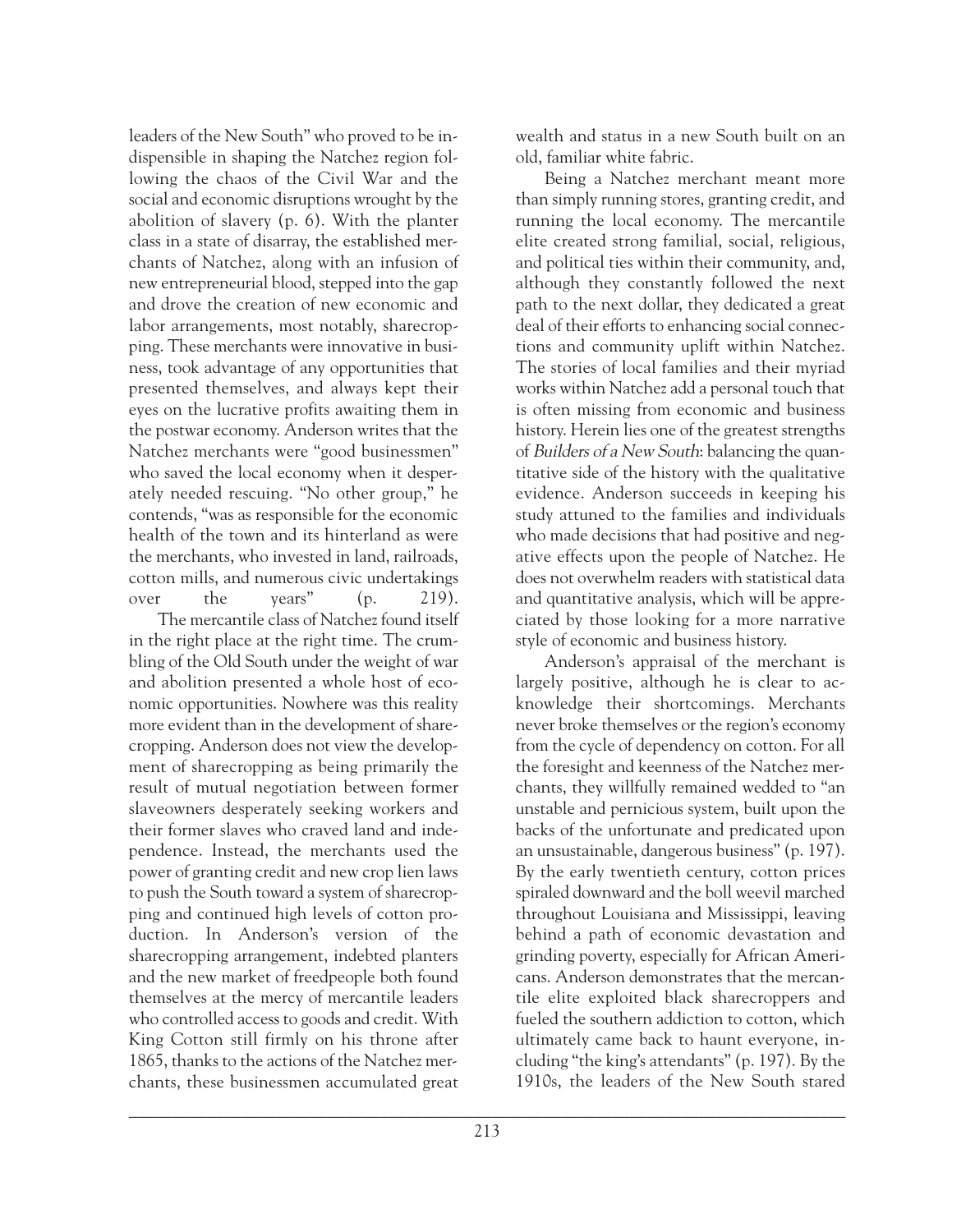leaders of the New South" who proved to be indispensible in shaping the Natchez region following the chaos of the Civil War and the social and economic disruptions wrought by the abolition of slavery (p. 6). With the planter class in a state of disarray, the established merchants of Natchez, along with an infusion of new entrepreneurial blood, stepped into the gap and drove the creation of new economic and labor arrangements, most notably, sharecropping. These merchants were innovative in business, took advantage of any opportunities that presented themselves, and always kept their eyes on the lucrative profits awaiting them in the postwar economy. Anderson writes that the Natchez merchants were "good businessmen" who saved the local economy when it desperately needed rescuing. "No other group," he contends, "was as responsible for the economic health of the town and its hinterland as were the merchants, who invested in land, railroads, cotton mills, and numerous civic undertakings over the years" (p. 219).

The mercantile class of Natchez found itself in the right place at the right time. The crumbling of the Old South under the weight of war and abolition presented a whole host of economic opportunities. Nowhere was this reality more evident than in the development of sharecropping. Anderson does not view the development of sharecropping as being primarily the result of mutual negotiation between former slaveowners desperately seeking workers and their former slaves who craved land and independence. Instead, the merchants used the power of granting credit and new crop lien laws to push the South toward a system of sharecropping and continued high levels of cotton production. In Anderson's version of the sharecropping arrangement, indebted planters and the new market of freedpeople both found themselves at the mercy of mercantile leaders who controlled access to goods and credit. With King Cotton still firmly on his throne after 1865, thanks to the actions of the Natchez merchants, these businessmen accumulated great wealth and status in a new South built on an old, familiar white fabric.

Being a Natchez merchant meant more than simply running stores, granting credit, and running the local economy. The mercantile elite created strong familial, social, religious, and political ties within their community, and, although they constantly followed the next path to the next dollar, they dedicated a great deal of their efforts to enhancing social connections and community uplift within Natchez. The stories of local families and their myriad works within Natchez add a personal touch that is often missing from economic and business history. Herein lies one of the greatest strengths of *Builders of a New South*: balancing the quantitative side of the history with the qualitative evidence. Anderson succeeds in keeping his study attuned to the families and individuals who made decisions that had positive and negative effects upon the people of Natchez. He does not overwhelm readers with statistical data and quantitative analysis, which will be appreciated by those looking for a more narrative style of economic and business history.

Anderson's appraisal of the merchant is largely positive, although he is clear to acknowledge their shortcomings. Merchants never broke themselves or the region's economy from the cycle of dependency on cotton. For all the foresight and keenness of the Natchez merchants, they willfully remained wedded to "an unstable and pernicious system, built upon the backs of the unfortunate and predicated upon an unsustainable, dangerous business" (p. 197). By the early twentieth century, cotton prices spiraled downward and the boll weevil marched throughout Louisiana and Mississippi, leaving behind a path of economic devastation and grinding poverty, especially for African Americans. Anderson demonstrates that the mercantile elite exploited black sharecroppers and fueled the southern addiction to cotton, which ultimately came back to haunt everyone, including "the king's attendants" (p. 197). By the 1910s, the leaders of the New South stared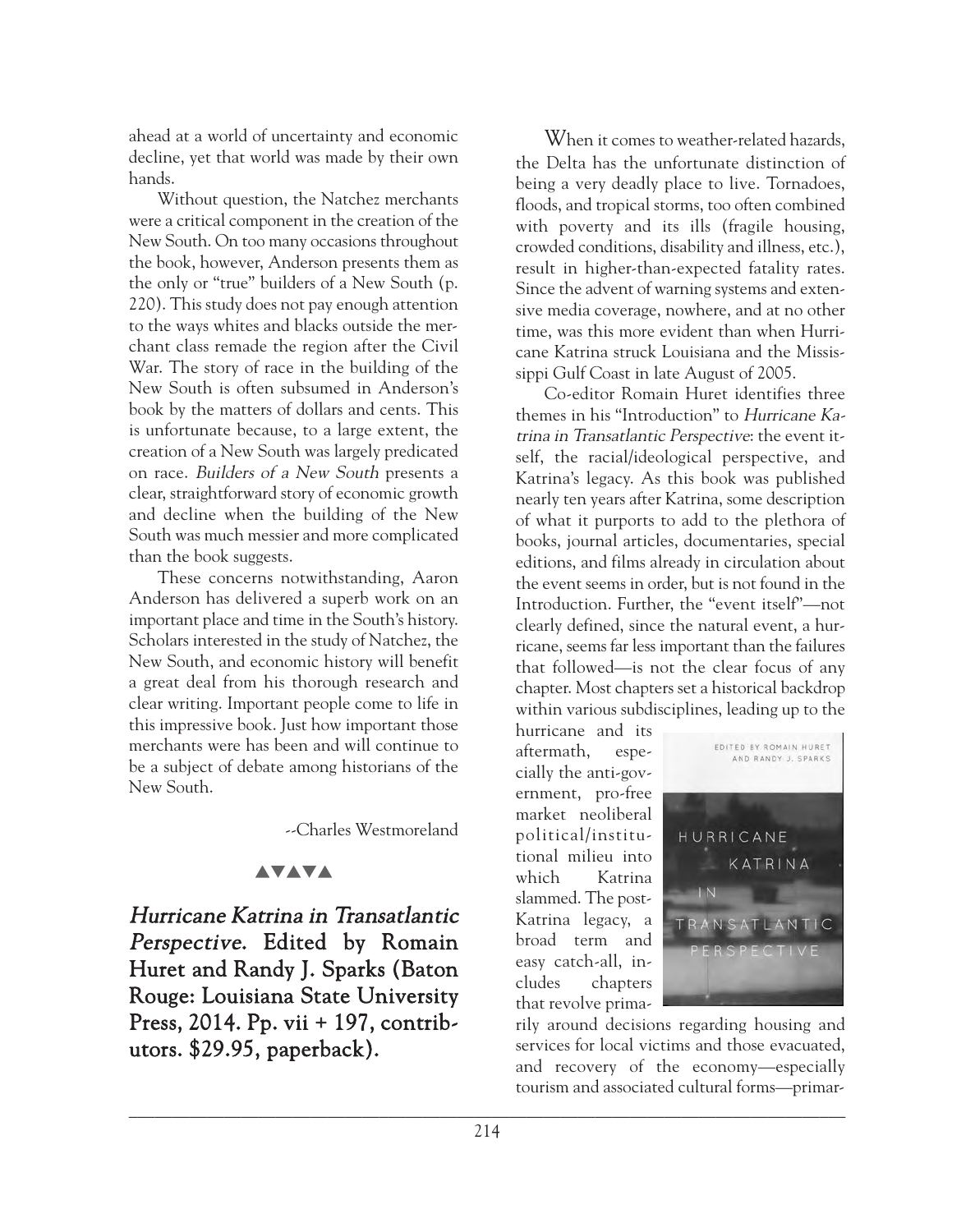ahead at a world of uncertainty and economic decline, yet that world was made by their own hands.

Without question, the Natchez merchants were a critical component in the creation of the New South. On too many occasions throughout the book, however, Anderson presents them as the only or "true" builders of a New South (p. 220). This study does not pay enough attention to the ways whites and blacks outside the merchant class remade the region after the Civil War. The story of race in the building of the New South is often subsumed in Anderson's book by the matters of dollars and cents. This is unfortunate because, to a large extent, the creation of a New South was largely predicated on race. *Builders of a New South* presents a clear, straightforward story of economic growth and decline when the building of the New South was much messier and more complicated than the book suggests.

These concerns notwithstanding, Aaron Anderson has delivered a superb work on an important place and time in the South's history. Scholars interested in the study of Natchez, the New South, and economic history will benefit a great deal from his thorough research and clear writing. Important people come to life in this impressive book. Just how important those merchants were has been and will continue to be a subject of debate among historians of the New South.

--Charles Westmoreland

▲▼▲▼▲

**_Hurricane Katrina in Transatlantic Perspective_. Edited by Romain Huret and Randy J. Sparks (Baton Rouge: Louisiana State University Press, 2014. Pp. vii + 197, contributors. $29.95, paperback).**

When it comes to weather-related hazards, the Delta has the unfortunate distinction of being a very deadly place to live. Tornadoes, floods, and tropical storms, too often combined with poverty and its ills (fragile housing, crowded conditions, disability and illness, etc.), result in higher-than-expected fatality rates. Since the advent of warning systems and extensive media coverage, nowhere, and at no other time, was this more evident than when Hurricane Katrina struck Louisiana and the Mississippi Gulf Coast in late August of 2005.

Co-editor Romain Huret identifies three themes in his "Introduction" to *Hurricane Katrina in Transatlantic Perspective*: the event itself, the racial/ideological perspective, and Katrina's legacy. As this book was published nearly ten years after Katrina, some description of what it purports to add to the plethora of books, journal articles, documentaries, special editions, and films already in circulation about the event seems in order, but is not found in the Introduction. Further, the "event itself"—not clearly defined, since the natural event, a hurricane, seems far less important than the failures that followed—is not the clear focus of any chapter. Most chapters set a historical backdrop within various subdisciplines, leading up to the hurricane and its aftermath, especially the anti-government, pro-free market neoliberal political/institutional milieu into which Katrina slammed. The post-Katrina legacy, a broad term and easy catch-all, includes chapters that revolve primarily around decisions regarding housing and services for local victims and those evacuated, and recovery of the economy—especially tourism and associated cultural forms—primar-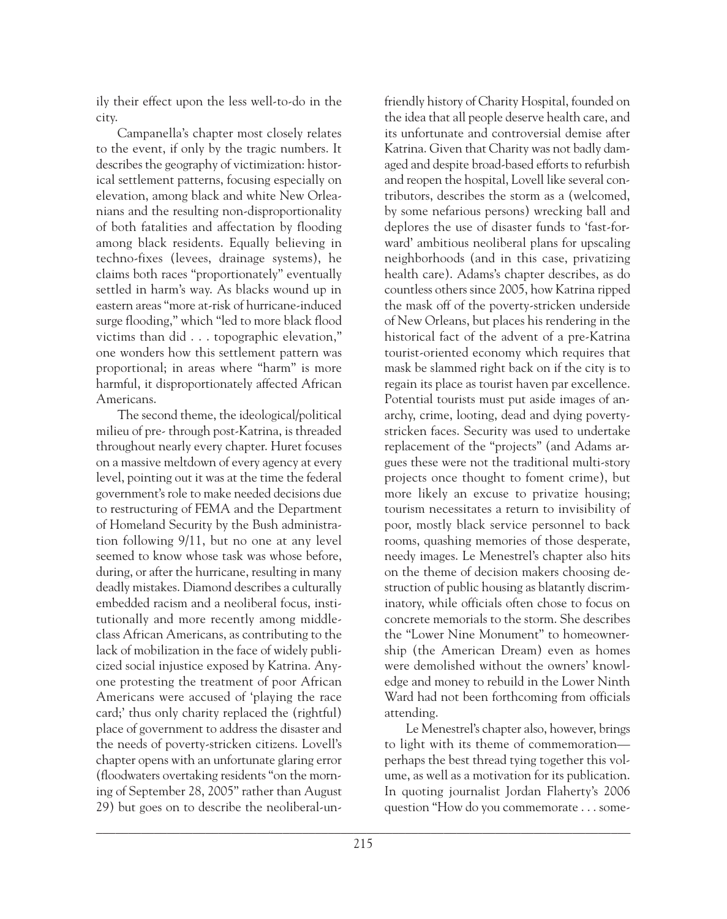ily their effect upon the less well-to-do in the city.

Campanella's chapter most closely relates to the event, if only by the tragic numbers. It describes the geography of victimization: historical settlement patterns, focusing especially on elevation, among black and white New Orleanians and the resulting non-disproportionality of both fatalities and affectation by flooding among black residents. Equally believing in techno-fixes (levees, drainage systems), he claims both races "proportionately" eventually settled in harm's way. As blacks wound up in eastern areas "more at-risk of hurricane-induced surge flooding," which "led to more black flood victims than did . . . topographic elevation," one wonders how this settlement pattern was proportional; in areas where "harm" is more harmful, it disproportionately affected African Americans.

The second theme, the ideological/political milieu of pre- through post-Katrina, is threaded throughout nearly every chapter. Huret focuses on a massive meltdown of every agency at every level, pointing out it was at the time the federal government's role to make needed decisions due to restructuring of FEMA and the Department of Homeland Security by the Bush administration following 9/11, but no one at any level seemed to know whose task was whose before, during, or after the hurricane, resulting in many deadly mistakes. Diamond describes a culturally embedded racism and a neoliberal focus, institutionally and more recently among middle-class African Americans, as contributing to the lack of mobilization in the face of widely publicized social injustice exposed by Katrina. Anyone protesting the treatment of poor African Americans were accused of 'playing the race card;' thus only charity replaced the (rightful) place of government to address the disaster and the needs of poverty-stricken citizens. Lovell's chapter opens with an unfortunate glaring error (floodwaters overtaking residents "on the morning of September 28, 2005" rather than August 29) but goes on to describe the neoliberal-unfriendly history of Charity Hospital, founded on the idea that all people deserve health care, and its unfortunate and controversial demise after Katrina. Given that Charity was not badly damaged and despite broad-based efforts to refurbish and reopen the hospital, Lovell like several contributors, describes the storm as a (welcomed, by some nefarious persons) wrecking ball and deplores the use of disaster funds to 'fast-forward' ambitious neoliberal plans for upscaling neighborhoods (and in this case, privatizing health care). Adams's chapter describes, as do countless others since 2005, how Katrina ripped the mask off of the poverty-stricken underside of New Orleans, but places his rendering in the historical fact of the advent of a pre-Katrina tourist-oriented economy which requires that mask be slammed right back on if the city is to regain its place as tourist haven par excellence. Potential tourists must put aside images of anarchy, crime, looting, dead and dying poverty-stricken faces. Security was used to undertake replacement of the "projects" (and Adams argues these were not the traditional multi-story projects once thought to foment crime), but more likely an excuse to privatize housing; tourism necessitates a return to invisibility of poor, mostly black service personnel to back rooms, quashing memories of those desperate, needy images. Le Menestrel's chapter also hits on the theme of decision makers choosing destruction of public housing as blatantly discriminatory, while officials often chose to focus on concrete memorials to the storm. She describes the "Lower Nine Monument" to homeownership (the American Dream) even as homes were demolished without the owners' knowledge and money to rebuild in the Lower Ninth Ward had not been forthcoming from officials attending.

Le Menestrel's chapter also, however, brings to light with its theme of commemoration—perhaps the best thread tying together this volume, as well as a motivation for its publication. In quoting journalist Jordan Flaherty's 2006 question "How do you commemorate . . . some-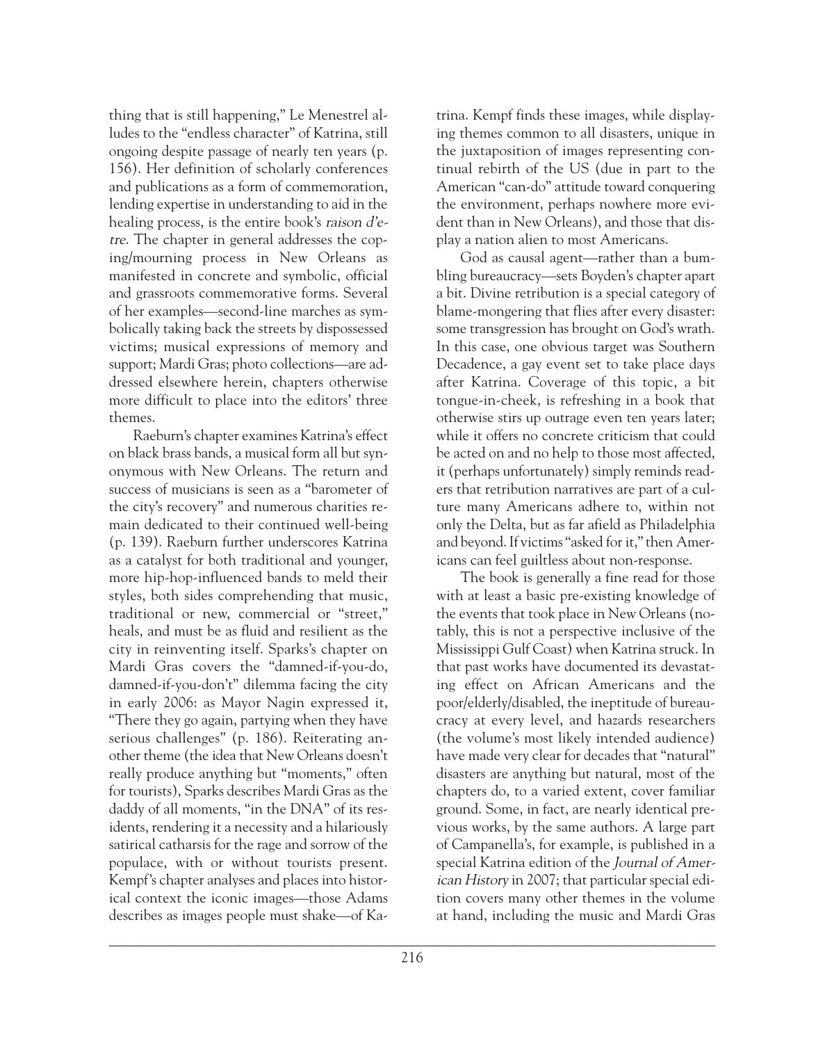thing that is still happening," Le Menestrel alludes to the "endless character" of Katrina, still ongoing despite passage of nearly ten years (p. 156). Her definition of scholarly conferences and publications as a form of commemoration, lending expertise in understanding to aid in the healing process, is the entire book's *raison d'etre*. The chapter in general addresses the coping/mourning process in New Orleans as manifested in concrete and symbolic, official and grassroots commemorative forms. Several of her examples—second-line marches as symbolically taking back the streets by dispossessed victims; musical expressions of memory and support; Mardi Gras; photo collections—are addressed elsewhere herein, chapters otherwise more difficult to place into the editors' three themes.

Raeburn's chapter examines Katrina's effect on black brass bands, a musical form all but synonymous with New Orleans. The return and success of musicians is seen as a "barometer of the city's recovery" and numerous charities remain dedicated to their continued well-being (p. 139). Raeburn further underscores Katrina as a catalyst for both traditional and younger, more hip-hop-influenced bands to meld their styles, both sides comprehending that music, traditional or new, commercial or "street," heals, and must be as fluid and resilient as the city in reinventing itself. Sparks's chapter on Mardi Gras covers the "damned-if-you-do, damned-if-you-don't" dilemma facing the city in early 2006: as Mayor Nagin expressed it, "There they go again, partying when they have serious challenges" (p. 186). Reiterating another theme (the idea that New Orleans doesn't really produce anything but "moments," often for tourists), Sparks describes Mardi Gras as the daddy of all moments, "in the DNA" of its residents, rendering it a necessity and a hilariously satirical catharsis for the rage and sorrow of the populace, with or without tourists present. Kempf's chapter analyses and places into historical context the iconic images—those Adams describes as images people must shake—of Katrina. Kempf finds these images, while displaying themes common to all disasters, unique in the juxtaposition of images representing continual rebirth of the US (due in part to the American "can-do" attitude toward conquering the environment, perhaps nowhere more evident than in New Orleans), and those that display a nation alien to most Americans.

God as causal agent—rather than a bumbling bureaucracy—sets Boyden's chapter apart a bit. Divine retribution is a special category of blame-mongering that flies after every disaster: some transgression has brought on God's wrath. In this case, one obvious target was Southern Decadence, a gay event set to take place days after Katrina. Coverage of this topic, a bit tongue-in-cheek, is refreshing in a book that otherwise stirs up outrage even ten years later; while it offers no concrete criticism that could be acted on and no help to those most affected, it (perhaps unfortunately) simply reminds readers that retribution narratives are part of a culture many Americans adhere to, within not only the Delta, but as far afield as Philadelphia and beyond. If victims "asked for it," then Americans can feel guiltless about non-response.

The book is generally a fine read for those with at least a basic pre-existing knowledge of the events that took place in New Orleans (notably, this is not a perspective inclusive of the Mississippi Gulf Coast) when Katrina struck. In that past works have documented its devastating effect on African Americans and the poor/elderly/disabled, the ineptitude of bureaucracy at every level, and hazards researchers (the volume's most likely intended audience) have made very clear for decades that "natural" disasters are anything but natural, most of the chapters do, to a varied extent, cover familiar ground. Some, in fact, are nearly identical previous works, by the same authors. A large part of Campanella's, for example, is published in a special Katrina edition of the *Journal of American History* in 2007; that particular special edition covers many other themes in the volume at hand, including the music and Mardi Gras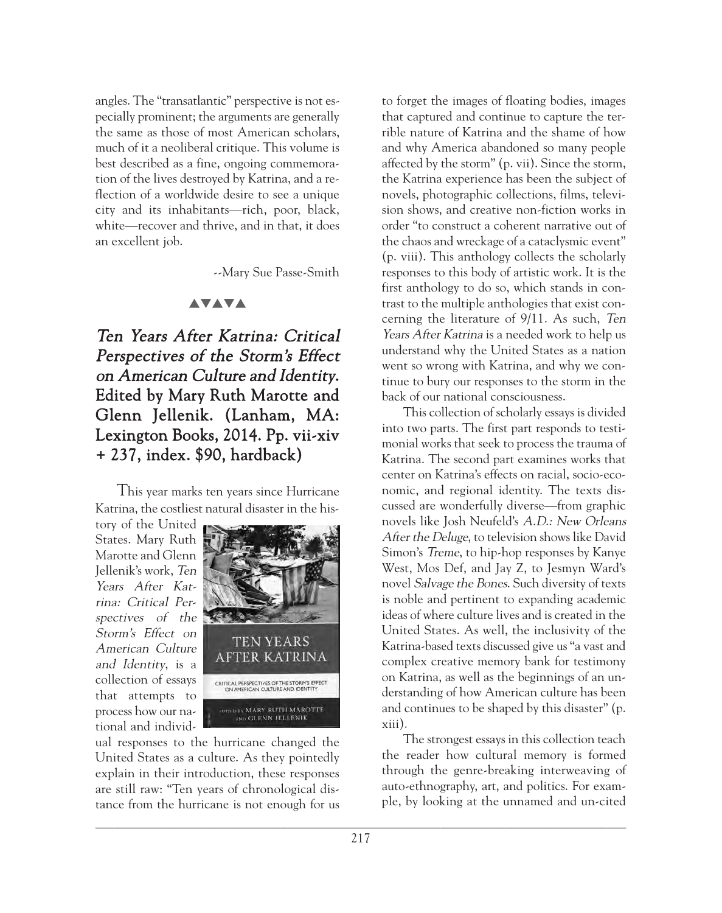angles. The "transatlantic" perspective is not especially prominent; the arguments are generally the same as those of most American scholars, much of it a neoliberal critique. This volume is best described as a fine, ongoing commemoration of the lives destroyed by Katrina, and a reflection of a worldwide desire to see a unique city and its inhabitants—rich, poor, black, white—recover and thrive, and in that, it does an excellent job.

--Mary Sue Passe-Smith

▲▼▲▼▲

## *Ten Years After Katrina: Critical Perspectives of the Storm's Effect on American Culture and Identity.* Edited by Mary Ruth Marotte and Glenn Jellenik. (Lanham, MA: Lexington Books, 2014. Pp. vii-xiv + 237, index. $90, hardback)

This year marks ten years since Hurricane Katrina, the costliest natural disaster in the history of the United States. Mary Ruth Marotte and Glenn Jellenik's work, *Ten Years After Katrina: Critical Perspectives of the Storm's Effect on American Culture and Identity*, is a collection of essays that attempts to process how our national and individual responses to the hurricane changed the United States as a culture. As they pointedly explain in their introduction, these responses are still raw: "Ten years of chronological distance from the hurricane is not enough for us to forget the images of floating bodies, images that captured and continue to capture the terrible nature of Katrina and the shame of how and why America abandoned so many people affected by the storm" (p. vii). Since the storm, the Katrina experience has been the subject of novels, photographic collections, films, television shows, and creative non-fiction works in order "to construct a coherent narrative out of the chaos and wreckage of a cataclysmic event" (p. viii). This anthology collects the scholarly responses to this body of artistic work. It is the first anthology to do so, which stands in contrast to the multiple anthologies that exist concerning the literature of 9/11. As such, *Ten Years After Katrina* is a needed work to help us understand why the United States as a nation went so wrong with Katrina, and why we continue to bury our responses to the storm in the back of our national consciousness.

This collection of scholarly essays is divided into two parts. The first part responds to testimonial works that seek to process the trauma of Katrina. The second part examines works that center on Katrina's effects on racial, socio-economic, and regional identity. The texts discussed are wonderfully diverse—from graphic novels like Josh Neufeld's *A.D.: New Orleans After the Deluge*, to television shows like David Simon's *Treme*, to hip-hop responses by Kanye West, Mos Def, and Jay Z, to Jesmyn Ward's novel *Salvage the Bones*. Such diversity of texts is noble and pertinent to expanding academic ideas of where culture lives and is created in the United States. As well, the inclusivity of the Katrina-based texts discussed give us "a vast and complex creative memory bank for testimony on Katrina, as well as the beginnings of an understanding of how American culture has been and continues to be shaped by this disaster" (p. xiii).

The strongest essays in this collection teach the reader how cultural memory is formed through the genre-breaking interweaving of auto-ethnography, art, and politics. For example, by looking at the unnamed and un-cited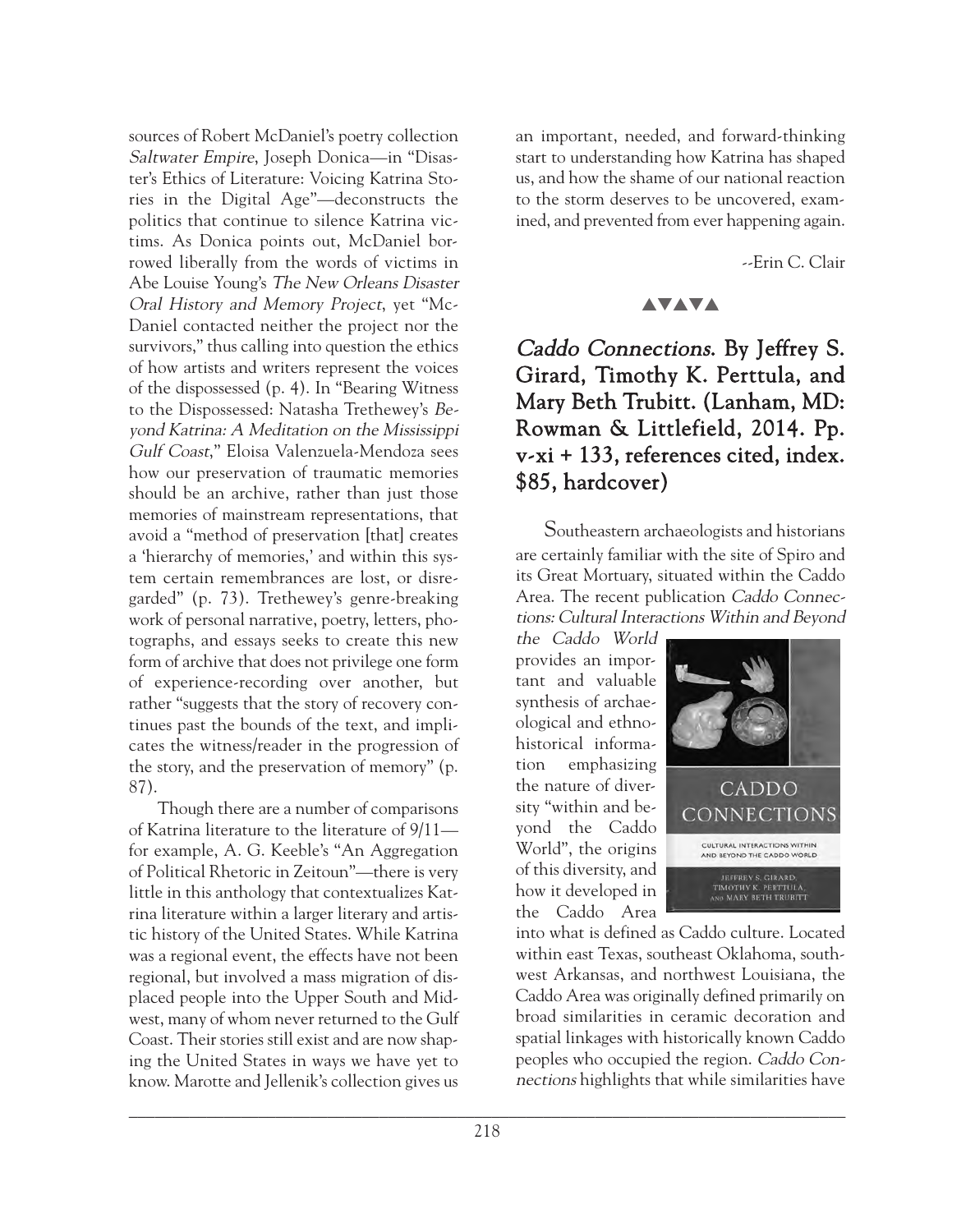sources of Robert McDaniel's poetry collection *Saltwater Empire*, Joseph Donica—in "Disaster's Ethics of Literature: Voicing Katrina Stories in the Digital Age"—deconstructs the politics that continue to silence Katrina victims. As Donica points out, McDaniel borrowed liberally from the words of victims in Abe Louise Young's *The New Orleans Disaster Oral History and Memory Project*, yet "McDaniel contacted neither the project nor the survivors," thus calling into question the ethics of how artists and writers represent the voices of the dispossessed (p. 4). In "Bearing Witness to the Dispossessed: Natasha Trethewey's *Beyond Katrina: A Meditation on the Mississippi Gulf Coast*," Eloisa Valenzuela-Mendoza sees how our preservation of traumatic memories should be an archive, rather than just those memories of mainstream representations, that avoid a "method of preservation [that] creates a 'hierarchy of memories,' and within this system certain remembrances are lost, or disregarded" (p. 73). Trethewey's genre-breaking work of personal narrative, poetry, letters, photographs, and essays seeks to create this new form of archive that does not privilege one form of experience-recording over another, but rather "suggests that the story of recovery continues past the bounds of the text, and implicates the witness/reader in the progression of the story, and the preservation of memory" (p. 87).

Though there are a number of comparisons of Katrina literature to the literature of 9/11—for example, A. G. Keeble's "An Aggregation of Political Rhetoric in Zeitoun"—there is very little in this anthology that contextualizes Katrina literature within a larger literary and artistic history of the United States. While Katrina was a regional event, the effects have not been regional, but involved a mass migration of displaced people into the Upper South and Midwest, many of whom never returned to the Gulf Coast. Their stories still exist and are now shaping the United States in ways we have yet to know. Marotte and Jellenik's collection gives us an important, needed, and forward-thinking start to understanding how Katrina has shaped us, and how the shame of our national reaction to the storm deserves to be uncovered, examined, and prevented from ever happening again.

--Erin C. Clair

▲▼▲▼▲

## *Caddo Connections*. By Jeffrey S. Girard, Timothy K. Perttula, and Mary Beth Trubitt. (Lanham, MD: Rowman & Littlefield, 2014. Pp. v-xi + 133, references cited, index. $85, hardcover)

Southeastern archaeologists and historians are certainly familiar with the site of Spiro and its Great Mortuary, situated within the Caddo Area. The recent publication *Caddo Connections: Cultural Interactions Within and Beyond the Caddo World* provides an important and valuable synthesis of archaeological and ethnohistorical information emphasizing the nature of diversity "within and beyond the Caddo World", the origins of this diversity, and how it developed in the Caddo Area into what is defined as Caddo culture. Located within east Texas, southeast Oklahoma, southwest Arkansas, and northwest Louisiana, the Caddo Area was originally defined primarily on broad similarities in ceramic decoration and spatial linkages with historically known Caddo peoples who occupied the region. *Caddo Connections* highlights that while similarities have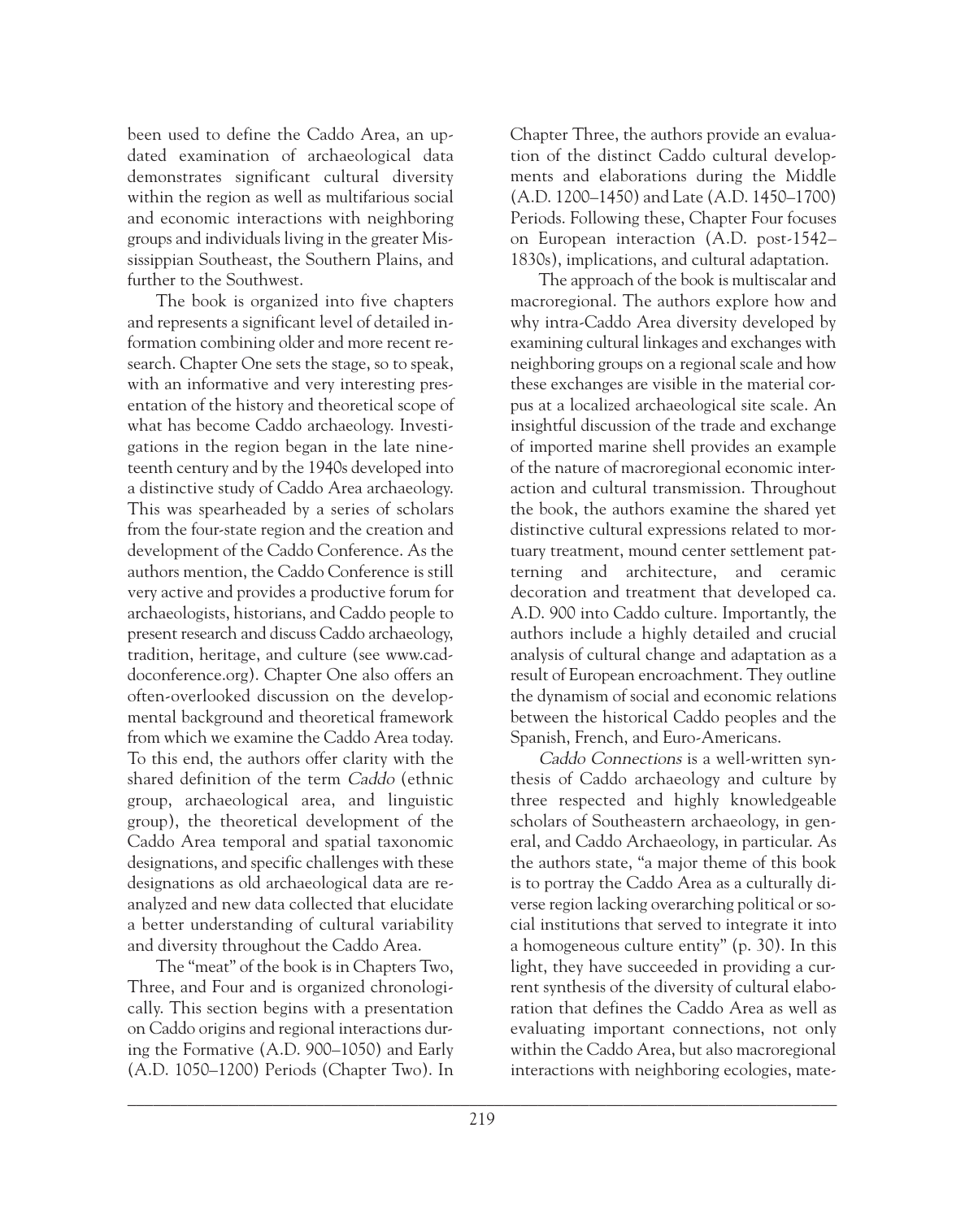been used to define the Caddo Area, an updated examination of archaeological data demonstrates significant cultural diversity within the region as well as multifarious social and economic interactions with neighboring groups and individuals living in the greater Mississippian Southeast, the Southern Plains, and further to the Southwest.

The book is organized into five chapters and represents a significant level of detailed information combining older and more recent research. Chapter One sets the stage, so to speak, with an informative and very interesting presentation of the history and theoretical scope of what has become Caddo archaeology. Investigations in the region began in the late nineteenth century and by the 1940s developed into a distinctive study of Caddo Area archaeology. This was spearheaded by a series of scholars from the four-state region and the creation and development of the Caddo Conference. As the authors mention, the Caddo Conference is still very active and provides a productive forum for archaeologists, historians, and Caddo people to present research and discuss Caddo archaeology, tradition, heritage, and culture (see www.caddoconference.org). Chapter One also offers an often-overlooked discussion on the developmental background and theoretical framework from which we examine the Caddo Area today. To this end, the authors offer clarity with the shared definition of the term *Caddo* (ethnic group, archaeological area, and linguistic group), the theoretical development of the Caddo Area temporal and spatial taxonomic designations, and specific challenges with these designations as old archaeological data are reanalyzed and new data collected that elucidate a better understanding of cultural variability and diversity throughout the Caddo Area.

The "meat" of the book is in Chapters Two, Three, and Four and is organized chronologically. This section begins with a presentation on Caddo origins and regional interactions during the Formative (A.D. 900–1050) and Early (A.D. 1050–1200) Periods (Chapter Two). In Chapter Three, the authors provide an evaluation of the distinct Caddo cultural developments and elaborations during the Middle (A.D. 1200–1450) and Late (A.D. 1450–1700) Periods. Following these, Chapter Four focuses on European interaction (A.D. post-1542–1830s), implications, and cultural adaptation.

The approach of the book is multiscalar and macroregional. The authors explore how and why intra-Caddo Area diversity developed by examining cultural linkages and exchanges with neighboring groups on a regional scale and how these exchanges are visible in the material corpus at a localized archaeological site scale. An insightful discussion of the trade and exchange of imported marine shell provides an example of the nature of macroregional economic interaction and cultural transmission. Throughout the book, the authors examine the shared yet distinctive cultural expressions related to mortuary treatment, mound center settlement patterning and architecture, and ceramic decoration and treatment that developed ca. A.D. 900 into Caddo culture. Importantly, the authors include a highly detailed and crucial analysis of cultural change and adaptation as a result of European encroachment. They outline the dynamism of social and economic relations between the historical Caddo peoples and the Spanish, French, and Euro-Americans.

*Caddo Connections* is a well-written synthesis of Caddo archaeology and culture by three respected and highly knowledgeable scholars of Southeastern archaeology, in general, and Caddo Archaeology, in particular. As the authors state, "a major theme of this book is to portray the Caddo Area as a culturally diverse region lacking overarching political or social institutions that served to integrate it into a homogeneous culture entity" (p. 30). In this light, they have succeeded in providing a current synthesis of the diversity of cultural elaboration that defines the Caddo Area as well as evaluating important connections, not only within the Caddo Area, but also macroregional interactions with neighboring ecologies, mate-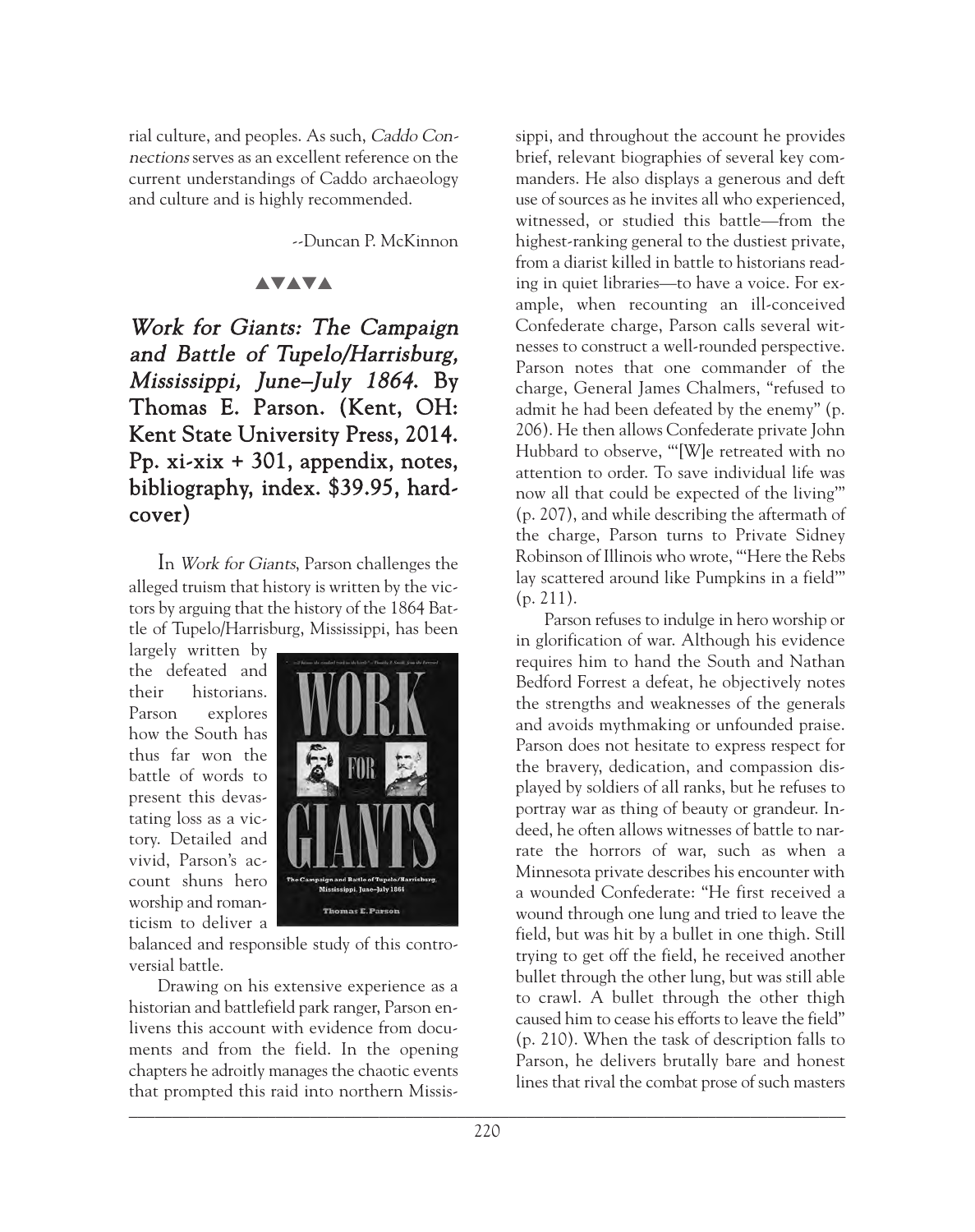rial culture, and peoples. As such, *Caddo Connections* serves as an excellent reference on the current understandings of Caddo archaeology and culture and is highly recommended.

--Duncan P. McKinnon

▲▼▲▼▲

## *Work for Giants: The Campaign and Battle of Tupelo/Harrisburg, Mississippi, June–July 1864.* By Thomas E. Parson. (Kent, OH: Kent State University Press, 2014. Pp. xi-xix + 301, appendix, notes, bibliography, index. $39.95, hardcover)

In *Work for Giants*, Parson challenges the alleged truism that history is written by the victors by arguing that the history of the 1864 Battle of Tupelo/Harrisburg, Mississippi, has been largely written by the defeated and their historians. Parson explores how the South has thus far won the battle of words to present this devastating loss as a victory. Detailed and vivid, Parson's account shuns hero worship and romanticism to deliver a balanced and responsible study of this controversial battle.

Drawing on his extensive experience as a historian and battlefield park ranger, Parson enlivens this account with evidence from documents and from the field. In the opening chapters he adroitly manages the chaotic events that prompted this raid into northern Mississippi, and throughout the account he provides brief, relevant biographies of several key commanders. He also displays a generous and deft use of sources as he invites all who experienced, witnessed, or studied this battle—from the highest-ranking general to the dustiest private, from a diarist killed in battle to historians reading in quiet libraries—to have a voice. For example, when recounting an ill-conceived Confederate charge, Parson calls several witnesses to construct a well-rounded perspective. Parson notes that one commander of the charge, General James Chalmers, "refused to admit he had been defeated by the enemy" (p. 206). He then allows Confederate private John Hubbard to observe, "'[W]e retreated with no attention to order. To save individual life was now all that could be expected of the living'" (p. 207), and while describing the aftermath of the charge, Parson turns to Private Sidney Robinson of Illinois who wrote, "'Here the Rebs lay scattered around like Pumpkins in a field'" (p. 211).

Parson refuses to indulge in hero worship or in glorification of war. Although his evidence requires him to hand the South and Nathan Bedford Forrest a defeat, he objectively notes the strengths and weaknesses of the generals and avoids mythmaking or unfounded praise. Parson does not hesitate to express respect for the bravery, dedication, and compassion displayed by soldiers of all ranks, but he refuses to portray war as thing of beauty or grandeur. Indeed, he often allows witnesses of battle to narrate the horrors of war, such as when a Minnesota private describes his encounter with a wounded Confederate: "He first received a wound through one lung and tried to leave the field, but was hit by a bullet in one thigh. Still trying to get off the field, he received another bullet through the other lung, but was still able to crawl. A bullet through the other thigh caused him to cease his efforts to leave the field" (p. 210). When the task of description falls to Parson, he delivers brutally bare and honest lines that rival the combat prose of such masters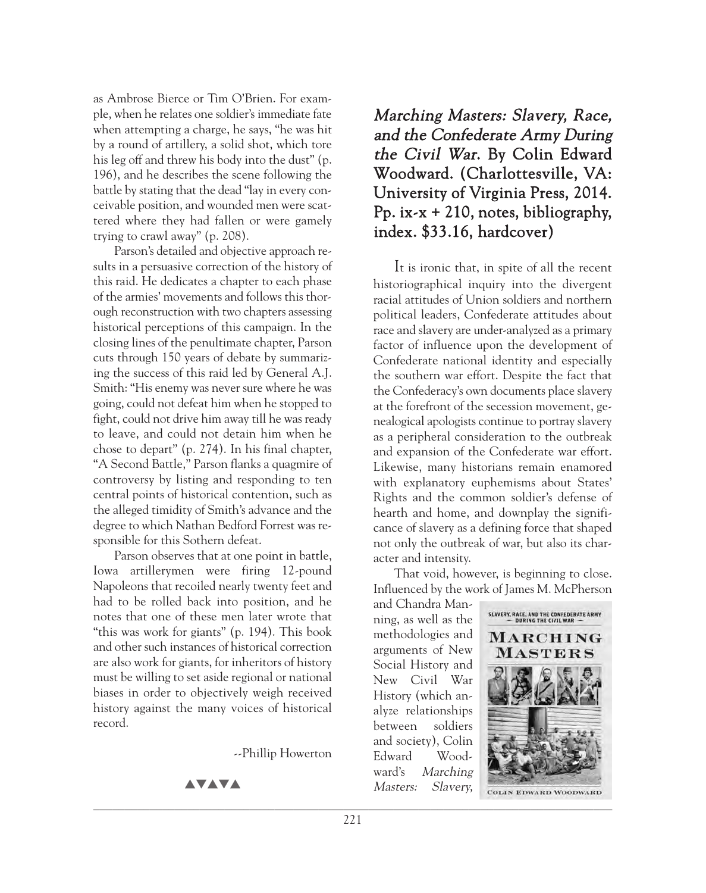as Ambrose Bierce or Tim O'Brien. For example, when he relates one soldier's immediate fate when attempting a charge, he says, "he was hit by a round of artillery, a solid shot, which tore his leg off and threw his body into the dust" (p. 196), and he describes the scene following the battle by stating that the dead "lay in every conceivable position, and wounded men were scattered where they had fallen or were gamely trying to crawl away" (p. 208).

Parson's detailed and objective approach results in a persuasive correction of the history of this raid. He dedicates a chapter to each phase of the armies' movements and follows this thorough reconstruction with two chapters assessing historical perceptions of this campaign. In the closing lines of the penultimate chapter, Parson cuts through 150 years of debate by summarizing the success of this raid led by General A.J. Smith: "His enemy was never sure where he was going, could not defeat him when he stopped to fight, could not drive him away till he was ready to leave, and could not detain him when he chose to depart" (p. 274). In his final chapter, "A Second Battle," Parson flanks a quagmire of controversy by listing and responding to ten central points of historical contention, such as the alleged timidity of Smith's advance and the degree to which Nathan Bedford Forrest was responsible for this Sothern defeat.

Parson observes that at one point in battle, Iowa artillerymen were firing 12-pound Napoleons that recoiled nearly twenty feet and had to be rolled back into position, and he notes that one of these men later wrote that "this was work for giants" (p. 194). This book and other such instances of historical correction are also work for giants, for inheritors of history must be willing to set aside regional or national biases in order to objectively weigh received history against the many voices of historical record.

--Phillip Howerton

▲▼▲▼▲

## *Marching Masters: Slavery, Race, and the Confederate Army During the Civil War*. By Colin Edward Woodward. (Charlottesville, VA: University of Virginia Press, 2014. Pp. ix-x + 210, notes, bibliography, index. $33.16, hardcover)

It is ironic that, in spite of all the recent historiographical inquiry into the divergent racial attitudes of Union soldiers and northern political leaders, Confederate attitudes about race and slavery are under-analyzed as a primary factor of influence upon the development of Confederate national identity and especially the southern war effort. Despite the fact that the Confederacy's own documents place slavery at the forefront of the secession movement, genealogical apologists continue to portray slavery as a peripheral consideration to the outbreak and expansion of the Confederate war effort. Likewise, many historians remain enamored with explanatory euphemisms about States' Rights and the common soldier's defense of hearth and home, and downplay the significance of slavery as a defining force that shaped not only the outbreak of war, but also its character and intensity.

That void, however, is beginning to close. Influenced by the work of James M. McPherson and Chandra Manning, as well as the methodologies and arguments of New Social History and New Civil War History (which analyze relationships between soldiers and society), Colin Edward Woodward's *Marching Masters: Slavery,*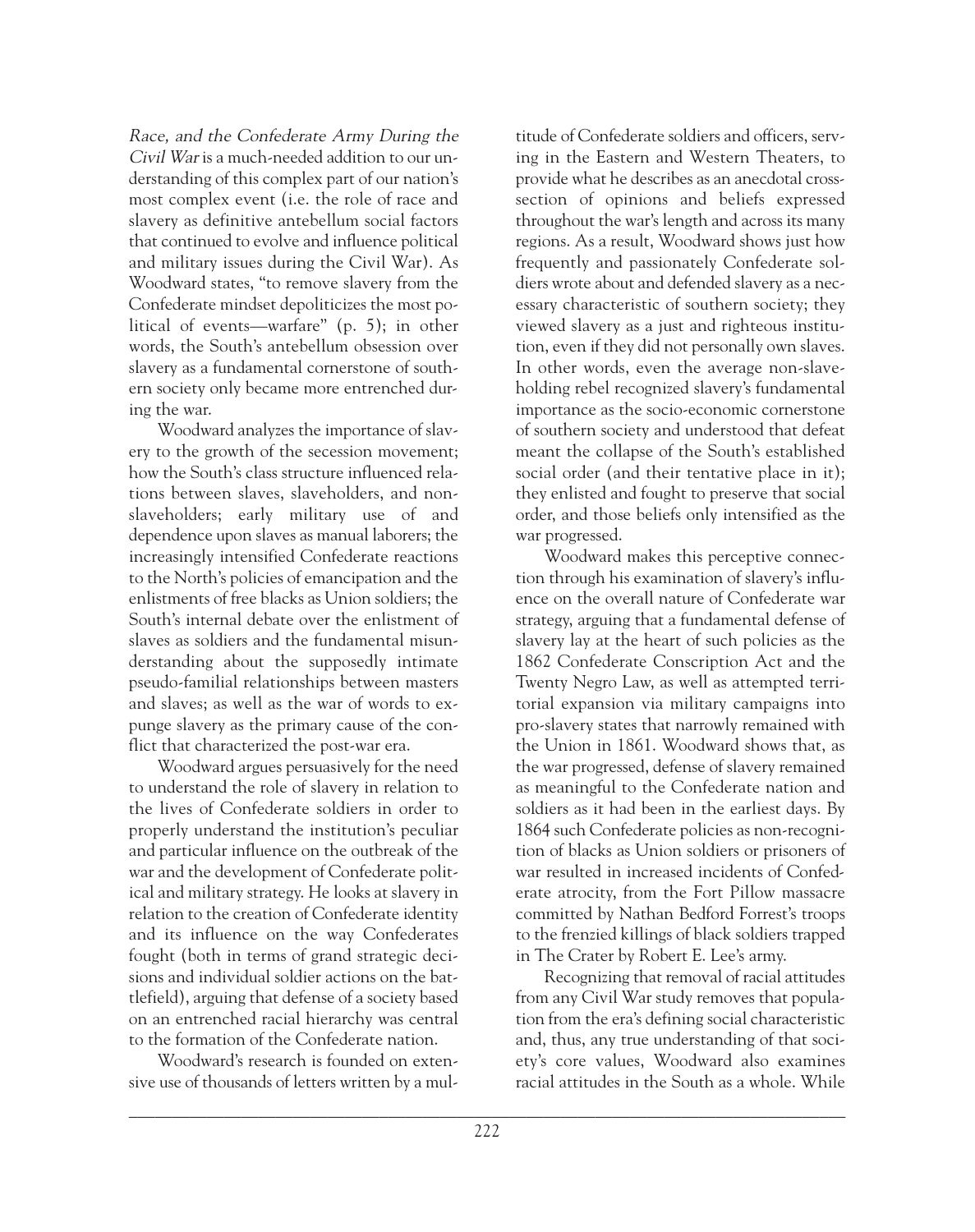*Race, and the Confederate Army During the Civil War* is a much-needed addition to our understanding of this complex part of our nation's most complex event (i.e. the role of race and slavery as definitive antebellum social factors that continued to evolve and influence political and military issues during the Civil War). As Woodward states, "to remove slavery from the Confederate mindset depoliticizes the most political of events—warfare" (p. 5); in other words, the South's antebellum obsession over slavery as a fundamental cornerstone of southern society only became more entrenched during the war.

Woodward analyzes the importance of slavery to the growth of the secession movement; how the South's class structure influenced relations between slaves, slaveholders, and non-slaveholders; early military use of and dependence upon slaves as manual laborers; the increasingly intensified Confederate reactions to the North's policies of emancipation and the enlistments of free blacks as Union soldiers; the South's internal debate over the enlistment of slaves as soldiers and the fundamental misunderstanding about the supposedly intimate pseudo-familial relationships between masters and slaves; as well as the war of words to expunge slavery as the primary cause of the conflict that characterized the post-war era.

Woodward argues persuasively for the need to understand the role of slavery in relation to the lives of Confederate soldiers in order to properly understand the institution's peculiar and particular influence on the outbreak of the war and the development of Confederate political and military strategy. He looks at slavery in relation to the creation of Confederate identity and its influence on the way Confederates fought (both in terms of grand strategic decisions and individual soldier actions on the battlefield), arguing that defense of a society based on an entrenched racial hierarchy was central to the formation of the Confederate nation.

Woodward's research is founded on extensive use of thousands of letters written by a multitude of Confederate soldiers and officers, serving in the Eastern and Western Theaters, to provide what he describes as an anecdotal cross-section of opinions and beliefs expressed throughout the war's length and across its many regions. As a result, Woodward shows just how frequently and passionately Confederate soldiers wrote about and defended slavery as a necessary characteristic of southern society; they viewed slavery as a just and righteous institution, even if they did not personally own slaves. In other words, even the average non-slaveholding rebel recognized slavery's fundamental importance as the socio-economic cornerstone of southern society and understood that defeat meant the collapse of the South's established social order (and their tentative place in it); they enlisted and fought to preserve that social order, and those beliefs only intensified as the war progressed.

Woodward makes this perceptive connection through his examination of slavery's influence on the overall nature of Confederate war strategy, arguing that a fundamental defense of slavery lay at the heart of such policies as the 1862 Confederate Conscription Act and the Twenty Negro Law, as well as attempted territorial expansion via military campaigns into pro-slavery states that narrowly remained with the Union in 1861. Woodward shows that, as the war progressed, defense of slavery remained as meaningful to the Confederate nation and soldiers as it had been in the earliest days. By 1864 such Confederate policies as non-recognition of blacks as Union soldiers or prisoners of war resulted in increased incidents of Confederate atrocity, from the Fort Pillow massacre committed by Nathan Bedford Forrest's troops to the frenzied killings of black soldiers trapped in The Crater by Robert E. Lee's army.

Recognizing that removal of racial attitudes from any Civil War study removes that population from the era's defining social characteristic and, thus, any true understanding of that society's core values, Woodward also examines racial attitudes in the South as a whole. While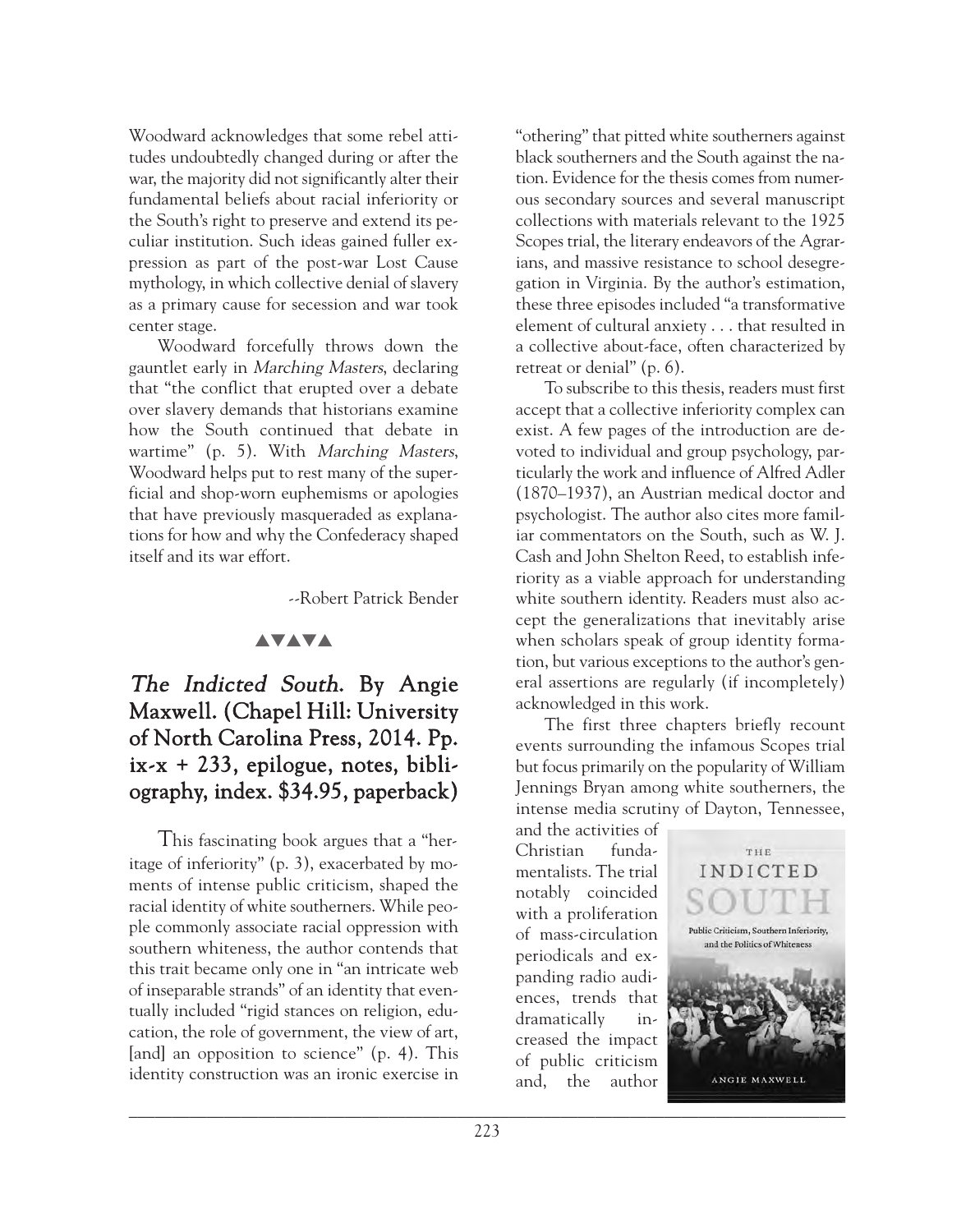Woodward acknowledges that some rebel attitudes undoubtedly changed during or after the war, the majority did not significantly alter their fundamental beliefs about racial inferiority or the South's right to preserve and extend its peculiar institution. Such ideas gained fuller expression as part of the post-war Lost Cause mythology, in which collective denial of slavery as a primary cause for secession and war took center stage.

Woodward forcefully throws down the gauntlet early in *Marching Masters*, declaring that "the conflict that erupted over a debate over slavery demands that historians examine how the South continued that debate in wartime" (p. 5). With *Marching Masters*, Woodward helps put to rest many of the superficial and shop-worn euphemisms or apologies that have previously masqueraded as explanations for how and why the Confederacy shaped itself and its war effort.

--Robert Patrick Bender

▲▼▲▼▲

## *The Indicted South*. By Angie Maxwell. (Chapel Hill: University of North Carolina Press, 2014. Pp. ix-x + 233, epilogue, notes, bibliography, index. $34.95, paperback)

This fascinating book argues that a "heritage of inferiority" (p. 3), exacerbated by moments of intense public criticism, shaped the racial identity of white southerners. While people commonly associate racial oppression with southern whiteness, the author contends that this trait became only one in "an intricate web of inseparable strands" of an identity that eventually included "rigid stances on religion, education, the role of government, the view of art, [and] an opposition to science" (p. 4). This identity construction was an ironic exercise in "othering" that pitted white southerners against black southerners and the South against the nation. Evidence for the thesis comes from numerous secondary sources and several manuscript collections with materials relevant to the 1925 Scopes trial, the literary endeavors of the Agrarians, and massive resistance to school desegregation in Virginia. By the author's estimation, these three episodes included "a transformative element of cultural anxiety . . . that resulted in a collective about-face, often characterized by retreat or denial" (p. 6).

To subscribe to this thesis, readers must first accept that a collective inferiority complex can exist. A few pages of the introduction are devoted to individual and group psychology, particularly the work and influence of Alfred Adler (1870–1937), an Austrian medical doctor and psychologist. The author also cites more familiar commentators on the South, such as W. J. Cash and John Shelton Reed, to establish inferiority as a viable approach for understanding white southern identity. Readers must also accept the generalizations that inevitably arise when scholars speak of group identity formation, but various exceptions to the author's general assertions are regularly (if incompletely) acknowledged in this work.

The first three chapters briefly recount events surrounding the infamous Scopes trial but focus primarily on the popularity of William Jennings Bryan among white southerners, the intense media scrutiny of Dayton, Tennessee, and the activities of Christian fundamentalists. The trial notably coincided with a proliferation of mass-circulation periodicals and expanding radio audiences, trends that dramatically increased the impact of public criticism and, the author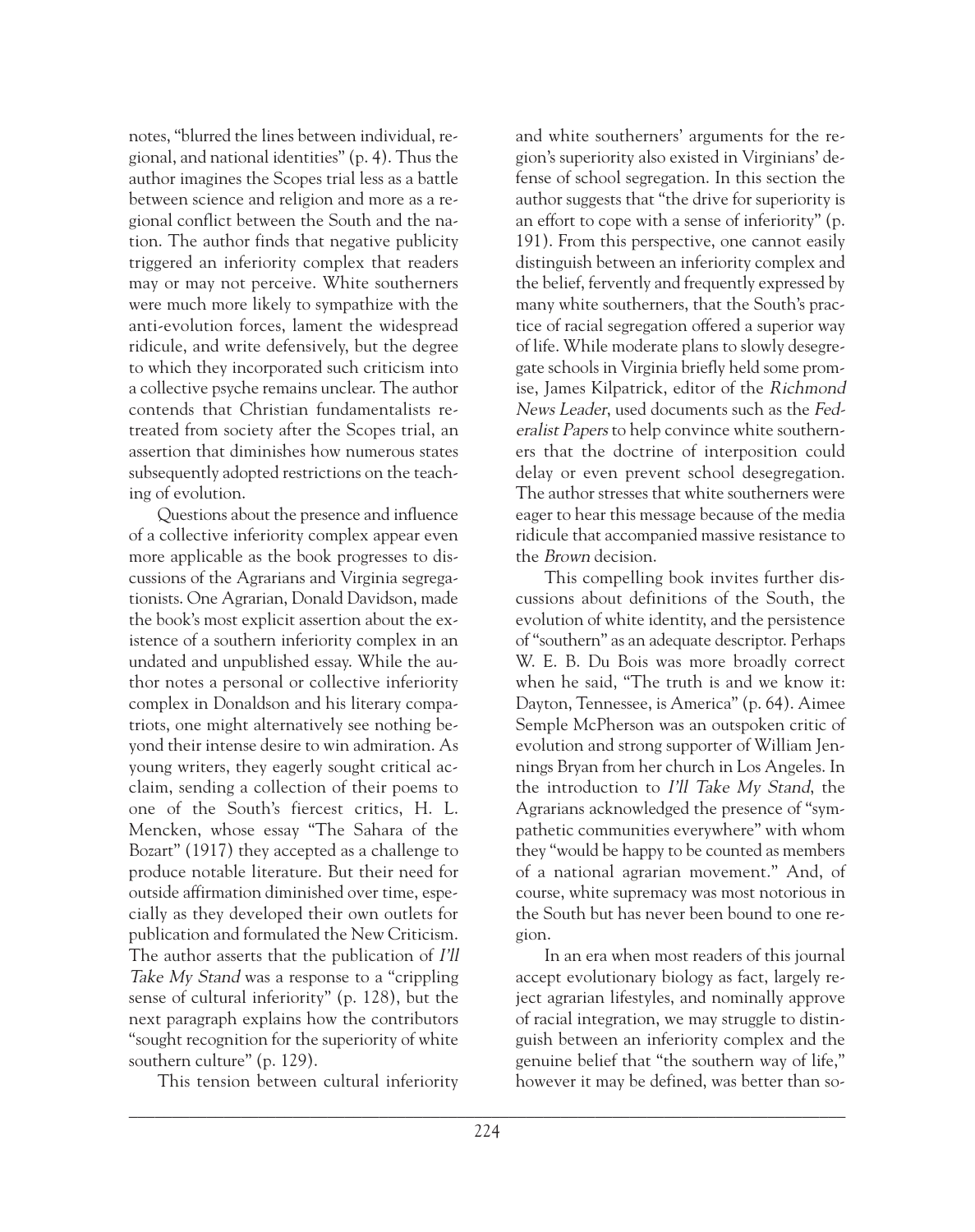notes, "blurred the lines between individual, regional, and national identities" (p. 4). Thus the author imagines the Scopes trial less as a battle between science and religion and more as a regional conflict between the South and the nation. The author finds that negative publicity triggered an inferiority complex that readers may or may not perceive. White southerners were much more likely to sympathize with the anti-evolution forces, lament the widespread ridicule, and write defensively, but the degree to which they incorporated such criticism into a collective psyche remains unclear. The author contends that Christian fundamentalists retreated from society after the Scopes trial, an assertion that diminishes how numerous states subsequently adopted restrictions on the teaching of evolution.

Questions about the presence and influence of a collective inferiority complex appear even more applicable as the book progresses to discussions of the Agrarians and Virginia segregationists. One Agrarian, Donald Davidson, made the book's most explicit assertion about the existence of a southern inferiority complex in an undated and unpublished essay. While the author notes a personal or collective inferiority complex in Donaldson and his literary compatriots, one might alternatively see nothing beyond their intense desire to win admiration. As young writers, they eagerly sought critical acclaim, sending a collection of their poems to one of the South's fiercest critics, H. L. Mencken, whose essay "The Sahara of the Bozart" (1917) they accepted as a challenge to produce notable literature. But their need for outside affirmation diminished over time, especially as they developed their own outlets for publication and formulated the New Criticism. The author asserts that the publication of *I'll Take My Stand* was a response to a "crippling sense of cultural inferiority" (p. 128), but the next paragraph explains how the contributors "sought recognition for the superiority of white southern culture" (p. 129).

This tension between cultural inferiority and white southerners' arguments for the region's superiority also existed in Virginians' defense of school segregation. In this section the author suggests that "the drive for superiority is an effort to cope with a sense of inferiority" (p. 191). From this perspective, one cannot easily distinguish between an inferiority complex and the belief, fervently and frequently expressed by many white southerners, that the South's practice of racial segregation offered a superior way of life. While moderate plans to slowly desegregate schools in Virginia briefly held some promise, James Kilpatrick, editor of the *Richmond News Leader*, used documents such as the *Federalist Papers* to help convince white southerners that the doctrine of interposition could delay or even prevent school desegregation. The author stresses that white southerners were eager to hear this message because of the media ridicule that accompanied massive resistance to the *Brown* decision.

This compelling book invites further discussions about definitions of the South, the evolution of white identity, and the persistence of "southern" as an adequate descriptor. Perhaps W. E. B. Du Bois was more broadly correct when he said, "The truth is and we know it: Dayton, Tennessee, is America" (p. 64). Aimee Semple McPherson was an outspoken critic of evolution and strong supporter of William Jennings Bryan from her church in Los Angeles. In the introduction to *I'll Take My Stand*, the Agrarians acknowledged the presence of "sympathetic communities everywhere" with whom they "would be happy to be counted as members of a national agrarian movement." And, of course, white supremacy was most notorious in the South but has never been bound to one region.

In an era when most readers of this journal accept evolutionary biology as fact, largely reject agrarian lifestyles, and nominally approve of racial integration, we may struggle to distinguish between an inferiority complex and the genuine belief that "the southern way of life," however it may be defined, was better than so-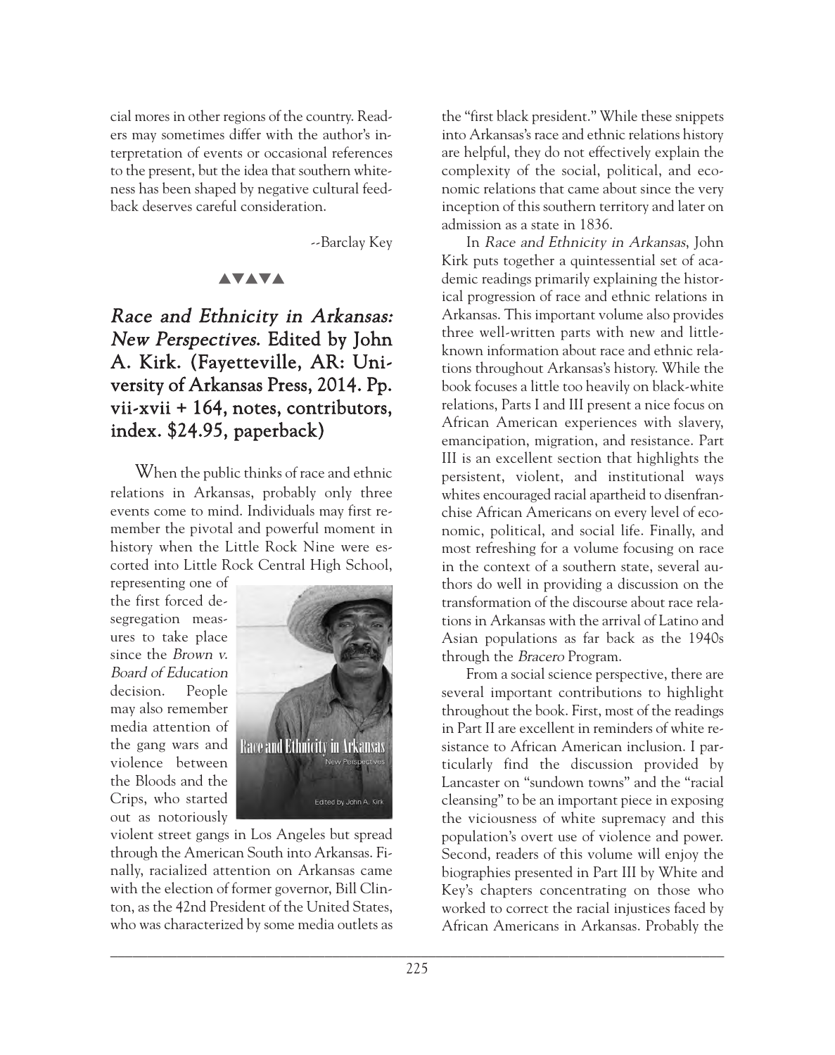cial mores in other regions of the country. Readers may sometimes differ with the author's interpretation of events or occasional references to the present, but the idea that southern whiteness has been shaped by negative cultural feedback deserves careful consideration.

--Barclay Key

▲▼▲▼▲

## *Race and Ethnicity in Arkansas: New Perspectives.* Edited by John A. Kirk. (Fayetteville, AR: University of Arkansas Press, 2014. Pp. vii-xvii + 164, notes, contributors, index. $24.95, paperback)

When the public thinks of race and ethnic relations in Arkansas, probably only three events come to mind. Individuals may first remember the pivotal and powerful moment in history when the Little Rock Nine were escorted into Little Rock Central High School, representing one of the first forced desegregation measures to take place since the *Brown v. Board of Education* decision. People may also remember media attention of the gang wars and violence between the Bloods and the Crips, who started out as notoriously violent street gangs in Los Angeles but spread through the American South into Arkansas. Finally, racialized attention on Arkansas came with the election of former governor, Bill Clinton, as the 42nd President of the United States, who was characterized by some media outlets as the "first black president." While these snippets into Arkansas's race and ethnic relations history are helpful, they do not effectively explain the complexity of the social, political, and economic relations that came about since the very inception of this southern territory and later on admission as a state in 1836.

In *Race and Ethnicity in Arkansas*, John Kirk puts together a quintessential set of academic readings primarily explaining the historical progression of race and ethnic relations in Arkansas. This important volume also provides three well-written parts with new and little-known information about race and ethnic relations throughout Arkansas's history. While the book focuses a little too heavily on black-white relations, Parts I and III present a nice focus on African American experiences with slavery, emancipation, migration, and resistance. Part III is an excellent section that highlights the persistent, violent, and institutional ways whites encouraged racial apartheid to disenfranchise African Americans on every level of economic, political, and social life. Finally, and most refreshing for a volume focusing on race in the context of a southern state, several authors do well in providing a discussion on the transformation of the discourse about race relations in Arkansas with the arrival of Latino and Asian populations as far back as the 1940s through the *Bracero* Program.

From a social science perspective, there are several important contributions to highlight throughout the book. First, most of the readings in Part II are excellent in reminders of white resistance to African American inclusion. I particularly find the discussion provided by Lancaster on "sundown towns" and the "racial cleansing" to be an important piece in exposing the viciousness of white supremacy and this population's overt use of violence and power. Second, readers of this volume will enjoy the biographies presented in Part III by White and Key's chapters concentrating on those who worked to correct the racial injustices faced by African Americans in Arkansas. Probably the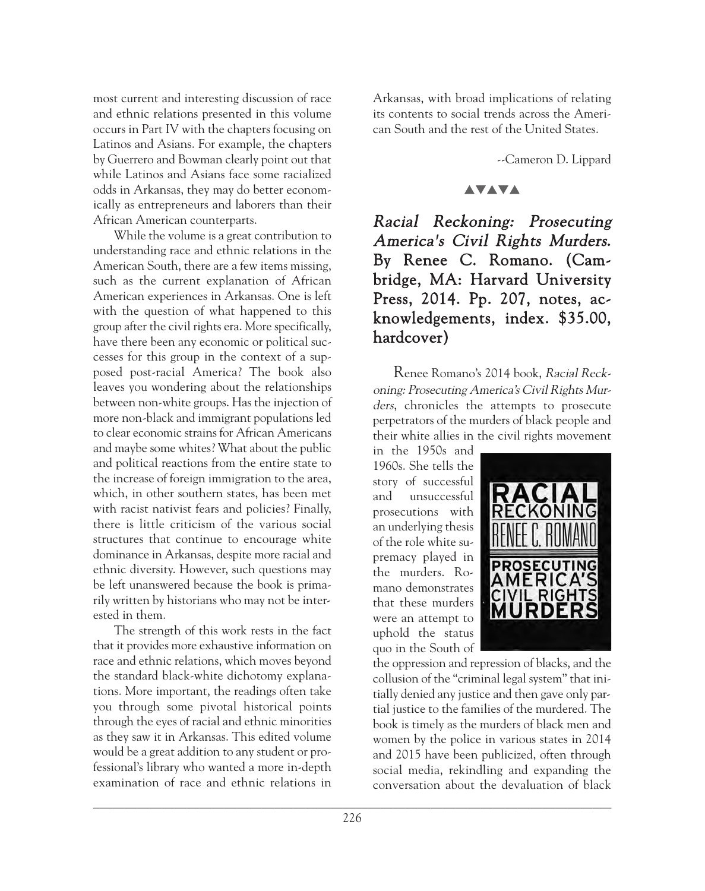most current and interesting discussion of race and ethnic relations presented in this volume occurs in Part IV with the chapters focusing on Latinos and Asians. For example, the chapters by Guerrero and Bowman clearly point out that while Latinos and Asians face some racialized odds in Arkansas, they may do better economically as entrepreneurs and laborers than their African American counterparts.

While the volume is a great contribution to understanding race and ethnic relations in the American South, there are a few items missing, such as the current explanation of African American experiences in Arkansas. One is left with the question of what happened to this group after the civil rights era. More specifically, have there been any economic or political successes for this group in the context of a supposed post-racial America? The book also leaves you wondering about the relationships between non-white groups. Has the injection of more non-black and immigrant populations led to clear economic strains for African Americans and maybe some whites? What about the public and political reactions from the entire state to the increase of foreign immigration to the area, which, in other southern states, has been met with racist nativist fears and policies? Finally, there is little criticism of the various social structures that continue to encourage white dominance in Arkansas, despite more racial and ethnic diversity. However, such questions may be left unanswered because the book is primarily written by historians who may not be interested in them.

The strength of this work rests in the fact that it provides more exhaustive information on race and ethnic relations, which moves beyond the standard black-white dichotomy explanations. More important, the readings often take you through some pivotal historical points through the eyes of racial and ethnic minorities as they saw it in Arkansas. This edited volume would be a great addition to any student or professional's library who wanted a more in-depth examination of race and ethnic relations in Arkansas, with broad implications of relating its contents to social trends across the American South and the rest of the United States.

--Cameron D. Lippard

▲▼▲▼▲

## *Racial Reckoning: Prosecuting America's Civil Rights Murders.* By Renee C. Romano. (Cambridge, MA: Harvard University Press, 2014. Pp. 207, notes, acknowledgements, index. $35.00, hardcover)

Renee Romano's 2014 book, *Racial Reckoning: Prosecuting America's Civil Rights Murders*, chronicles the attempts to prosecute perpetrators of the murders of black people and their white allies in the civil rights movement in the 1950s and 1960s. She tells the story of successful and unsuccessful prosecutions with an underlying thesis of the role white supremacy played in the murders. Romano demonstrates that these murders were an attempt to uphold the status quo in the South of the oppression and repression of blacks, and the collusion of the "criminal legal system" that initially denied any justice and then gave only partial justice to the families of the murdered. The book is timely as the murders of black men and women by the police in various states in 2014 and 2015 have been publicized, often through social media, rekindling and expanding the conversation about the devaluation of black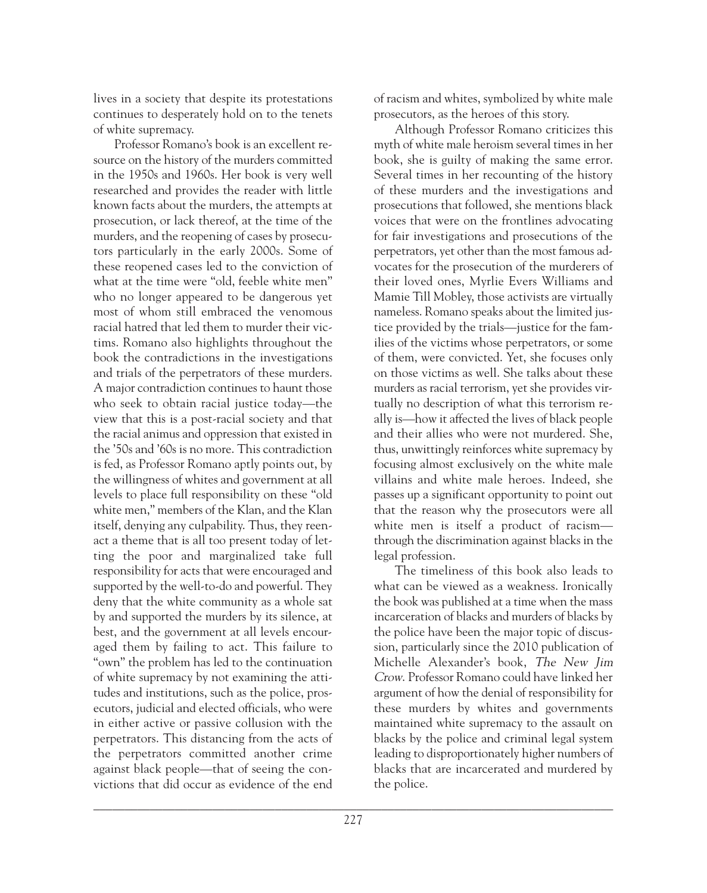lives in a society that despite its protestations continues to desperately hold on to the tenets of white supremacy.

Professor Romano's book is an excellent resource on the history of the murders committed in the 1950s and 1960s. Her book is very well researched and provides the reader with little known facts about the murders, the attempts at prosecution, or lack thereof, at the time of the murders, and the reopening of cases by prosecutors particularly in the early 2000s. Some of these reopened cases led to the conviction of what at the time were "old, feeble white men" who no longer appeared to be dangerous yet most of whom still embraced the venomous racial hatred that led them to murder their victims. Romano also highlights throughout the book the contradictions in the investigations and trials of the perpetrators of these murders. A major contradiction continues to haunt those who seek to obtain racial justice today—the view that this is a post-racial society and that the racial animus and oppression that existed in the '50s and '60s is no more. This contradiction is fed, as Professor Romano aptly points out, by the willingness of whites and government at all levels to place full responsibility on these "old white men," members of the Klan, and the Klan itself, denying any culpability. Thus, they reenact a theme that is all too present today of letting the poor and marginalized take full responsibility for acts that were encouraged and supported by the well-to-do and powerful. They deny that the white community as a whole sat by and supported the murders by its silence, at best, and the government at all levels encouraged them by failing to act. This failure to "own" the problem has led to the continuation of white supremacy by not examining the attitudes and institutions, such as the police, prosecutors, judicial and elected officials, who were in either active or passive collusion with the perpetrators. This distancing from the acts of the perpetrators committed another crime against black people—that of seeing the convictions that did occur as evidence of the end of racism and whites, symbolized by white male prosecutors, as the heroes of this story.

Although Professor Romano criticizes this myth of white male heroism several times in her book, she is guilty of making the same error. Several times in her recounting of the history of these murders and the investigations and prosecutions that followed, she mentions black voices that were on the frontlines advocating for fair investigations and prosecutions of the perpetrators, yet other than the most famous advocates for the prosecution of the murderers of their loved ones, Myrlie Evers Williams and Mamie Till Mobley, those activists are virtually nameless. Romano speaks about the limited justice provided by the trials—justice for the families of the victims whose perpetrators, or some of them, were convicted. Yet, she focuses only on those victims as well. She talks about these murders as racial terrorism, yet she provides virtually no description of what this terrorism really is—how it affected the lives of black people and their allies who were not murdered. She, thus, unwittingly reinforces white supremacy by focusing almost exclusively on the white male villains and white male heroes. Indeed, she passes up a significant opportunity to point out that the reason why the prosecutors were all white men is itself a product of racism—through the discrimination against blacks in the legal profession.

The timeliness of this book also leads to what can be viewed as a weakness. Ironically the book was published at a time when the mass incarceration of blacks and murders of blacks by the police have been the major topic of discussion, particularly since the 2010 publication of Michelle Alexander's book, *The New Jim Crow*. Professor Romano could have linked her argument of how the denial of responsibility for these murders by whites and governments maintained white supremacy to the assault on blacks by the police and criminal legal system leading to disproportionately higher numbers of blacks that are incarcerated and murdered by the police.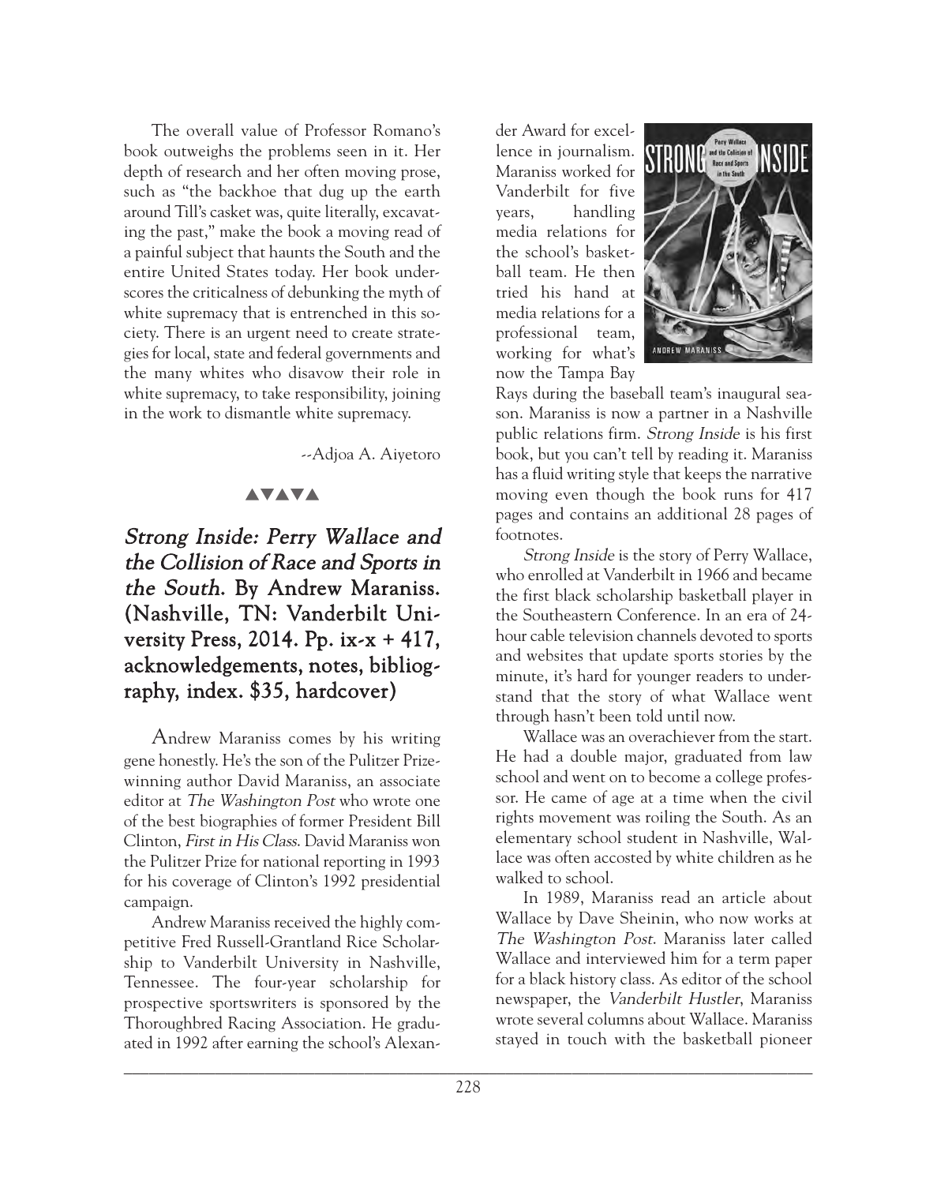The overall value of Professor Romano's book outweighs the problems seen in it. Her depth of research and her often moving prose, such as "the backhoe that dug up the earth around Till's casket was, quite literally, excavating the past," make the book a moving read of a painful subject that haunts the South and the entire United States today. Her book underscores the criticalness of debunking the myth of white supremacy that is entrenched in this society. There is an urgent need to create strategies for local, state and federal governments and the many whites who disavow their role in white supremacy, to take responsibility, joining in the work to dismantle white supremacy.

--Adjoa A. Aiyetoro

▲▼▲▼▲

## *Strong Inside: Perry Wallace and the Collision of Race and Sports in the South*. By Andrew Maraniss. (Nashville, TN: Vanderbilt University Press, 2014. Pp. ix-x + 417, acknowledgements, notes, bibliography, index. $35, hardcover)

Andrew Maraniss comes by his writing gene honestly. He's the son of the Pulitzer Prize-winning author David Maraniss, an associate editor at *The Washington Post* who wrote one of the best biographies of former President Bill Clinton, *First in His Class*. David Maraniss won the Pulitzer Prize for national reporting in 1993 for his coverage of Clinton's 1992 presidential campaign.

Andrew Maraniss received the highly competitive Fred Russell-Grantland Rice Scholarship to Vanderbilt University in Nashville, Tennessee. The four-year scholarship for prospective sportswriters is sponsored by the Thoroughbred Racing Association. He graduated in 1992 after earning the school's Alexander Award for excellence in journalism. Maraniss worked for Vanderbilt for five years, handling media relations for the school's basketball team. He then tried his hand at media relations for a professional team, working for what's now the Tampa Bay Rays during the baseball team's inaugural season. Maraniss is now a partner in a Nashville public relations firm. *Strong Inside* is his first book, but you can't tell by reading it. Maraniss has a fluid writing style that keeps the narrative moving even though the book runs for 417 pages and contains an additional 28 pages of footnotes.

*Strong Inside* is the story of Perry Wallace, who enrolled at Vanderbilt in 1966 and became the first black scholarship basketball player in the Southeastern Conference. In an era of 24-hour cable television channels devoted to sports and websites that update sports stories by the minute, it's hard for younger readers to understand that the story of what Wallace went through hasn't been told until now.

Wallace was an overachiever from the start. He had a double major, graduated from law school and went on to become a college professor. He came of age at a time when the civil rights movement was roiling the South. As an elementary school student in Nashville, Wallace was often accosted by white children as he walked to school.

In 1989, Maraniss read an article about Wallace by Dave Sheinin, who now works at *The Washington Post*. Maraniss later called Wallace and interviewed him for a term paper for a black history class. As editor of the school newspaper, the *Vanderbilt Hustler*, Maraniss wrote several columns about Wallace. Maraniss stayed in touch with the basketball pioneer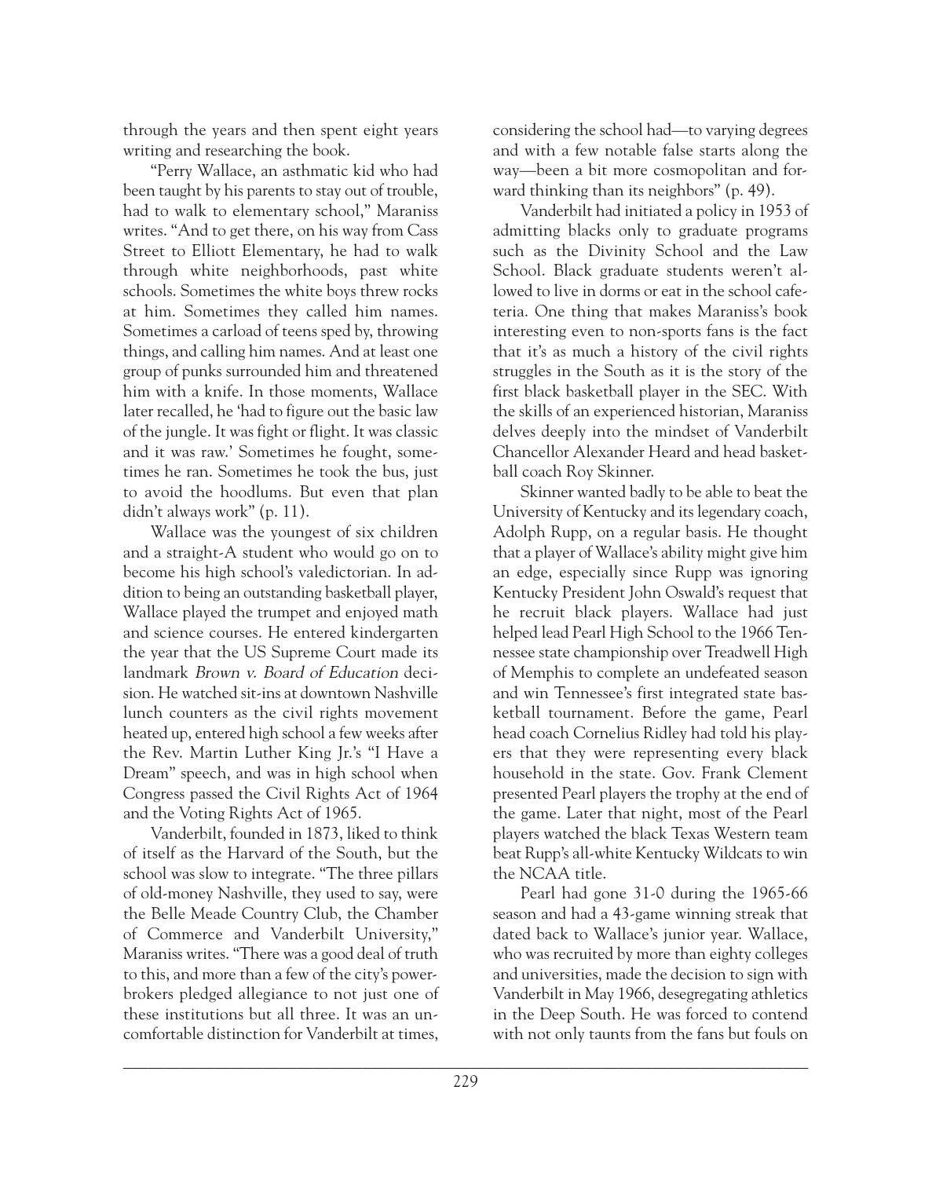through the years and then spent eight years writing and researching the book.

"Perry Wallace, an asthmatic kid who had been taught by his parents to stay out of trouble, had to walk to elementary school," Maraniss writes. "And to get there, on his way from Cass Street to Elliott Elementary, he had to walk through white neighborhoods, past white schools. Sometimes the white boys threw rocks at him. Sometimes they called him names. Sometimes a carload of teens sped by, throwing things, and calling him names. And at least one group of punks surrounded him and threatened him with a knife. In those moments, Wallace later recalled, he 'had to figure out the basic law of the jungle. It was fight or flight. It was classic and it was raw.' Sometimes he fought, sometimes he ran. Sometimes he took the bus, just to avoid the hoodlums. But even that plan didn't always work" (p. 11).

Wallace was the youngest of six children and a straight-A student who would go on to become his high school's valedictorian. In addition to being an outstanding basketball player, Wallace played the trumpet and enjoyed math and science courses. He entered kindergarten the year that the US Supreme Court made its landmark *Brown v. Board of Education* decision. He watched sit-ins at downtown Nashville lunch counters as the civil rights movement heated up, entered high school a few weeks after the Rev. Martin Luther King Jr.'s "I Have a Dream" speech, and was in high school when Congress passed the Civil Rights Act of 1964 and the Voting Rights Act of 1965.

Vanderbilt, founded in 1873, liked to think of itself as the Harvard of the South, but the school was slow to integrate. "The three pillars of old-money Nashville, they used to say, were the Belle Meade Country Club, the Chamber of Commerce and Vanderbilt University," Maraniss writes. "There was a good deal of truth to this, and more than a few of the city's powerbrokers pledged allegiance to not just one of these institutions but all three. It was an uncomfortable distinction for Vanderbilt at times, considering the school had—to varying degrees and with a few notable false starts along the way—been a bit more cosmopolitan and forward thinking than its neighbors" (p. 49).

Vanderbilt had initiated a policy in 1953 of admitting blacks only to graduate programs such as the Divinity School and the Law School. Black graduate students weren't allowed to live in dorms or eat in the school cafeteria. One thing that makes Maraniss's book interesting even to non-sports fans is the fact that it's as much a history of the civil rights struggles in the South as it is the story of the first black basketball player in the SEC. With the skills of an experienced historian, Maraniss delves deeply into the mindset of Vanderbilt Chancellor Alexander Heard and head basketball coach Roy Skinner.

Skinner wanted badly to be able to beat the University of Kentucky and its legendary coach, Adolph Rupp, on a regular basis. He thought that a player of Wallace's ability might give him an edge, especially since Rupp was ignoring Kentucky President John Oswald's request that he recruit black players. Wallace had just helped lead Pearl High School to the 1966 Tennessee state championship over Treadwell High of Memphis to complete an undefeated season and win Tennessee's first integrated state basketball tournament. Before the game, Pearl head coach Cornelius Ridley had told his players that they were representing every black household in the state. Gov. Frank Clement presented Pearl players the trophy at the end of the game. Later that night, most of the Pearl players watched the black Texas Western team beat Rupp's all-white Kentucky Wildcats to win the NCAA title.

Pearl had gone 31-0 during the 1965-66 season and had a 43-game winning streak that dated back to Wallace's junior year. Wallace, who was recruited by more than eighty colleges and universities, made the decision to sign with Vanderbilt in May 1966, desegregating athletics in the Deep South. He was forced to contend with not only taunts from the fans but fouls on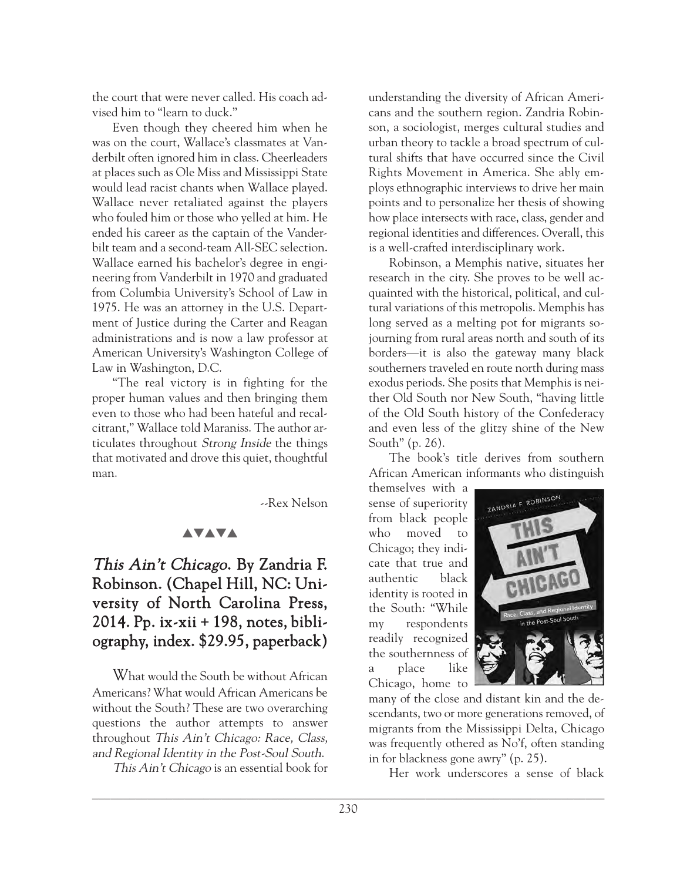the court that were never called. His coach advised him to "learn to duck."

Even though they cheered him when he was on the court, Wallace's classmates at Vanderbilt often ignored him in class. Cheerleaders at places such as Ole Miss and Mississippi State would lead racist chants when Wallace played. Wallace never retaliated against the players who fouled him or those who yelled at him. He ended his career as the captain of the Vanderbilt team and a second-team All-SEC selection. Wallace earned his bachelor's degree in engineering from Vanderbilt in 1970 and graduated from Columbia University's School of Law in 1975. He was an attorney in the U.S. Department of Justice during the Carter and Reagan administrations and is now a law professor at American University's Washington College of Law in Washington, D.C.

"The real victory is in fighting for the proper human values and then bringing them even to those who had been hateful and recalcitrant," Wallace told Maraniss. The author articulates throughout *Strong Inside* the things that motivated and drove this quiet, thoughtful man.

--Rex Nelson

▲▼▲▼▲

## *This Ain't Chicago*. By Zandria F. Robinson. (Chapel Hill, NC: University of North Carolina Press, 2014. Pp. ix-xii + 198, notes, bibliography, index. $29.95, paperback)

What would the South be without African Americans? What would African Americans be without the South? These are two overarching questions the author attempts to answer throughout *This Ain't Chicago: Race, Class, and Regional Identity in the Post-Soul South*.

*This Ain't Chicago* is an essential book for understanding the diversity of African Americans and the southern region. Zandria Robinson, a sociologist, merges cultural studies and urban theory to tackle a broad spectrum of cultural shifts that have occurred since the Civil Rights Movement in America. She ably employs ethnographic interviews to drive her main points and to personalize her thesis of showing how place intersects with race, class, gender and regional identities and differences. Overall, this is a well-crafted interdisciplinary work.

Robinson, a Memphis native, situates her research in the city. She proves to be well acquainted with the historical, political, and cultural variations of this metropolis. Memphis has long served as a melting pot for migrants sojourning from rural areas north and south of its borders—it is also the gateway many black southerners traveled en route north during mass exodus periods. She posits that Memphis is neither Old South nor New South, "having little of the Old South history of the Confederacy and even less of the glitzy shine of the New South" (p. 26).

The book's title derives from southern African American informants who distinguish themselves with a sense of superiority from black people who moved to Chicago; they indicate that true and authentic black identity is rooted in the South: "While my respondents readily recognized the southernness of a place like Chicago, home to many of the close and distant kin and the descendants, two or more generations removed, of migrants from the Mississippi Delta, Chicago was frequently othered as No'f, often standing in for blackness gone awry" (p. 25).

Her work underscores a sense of black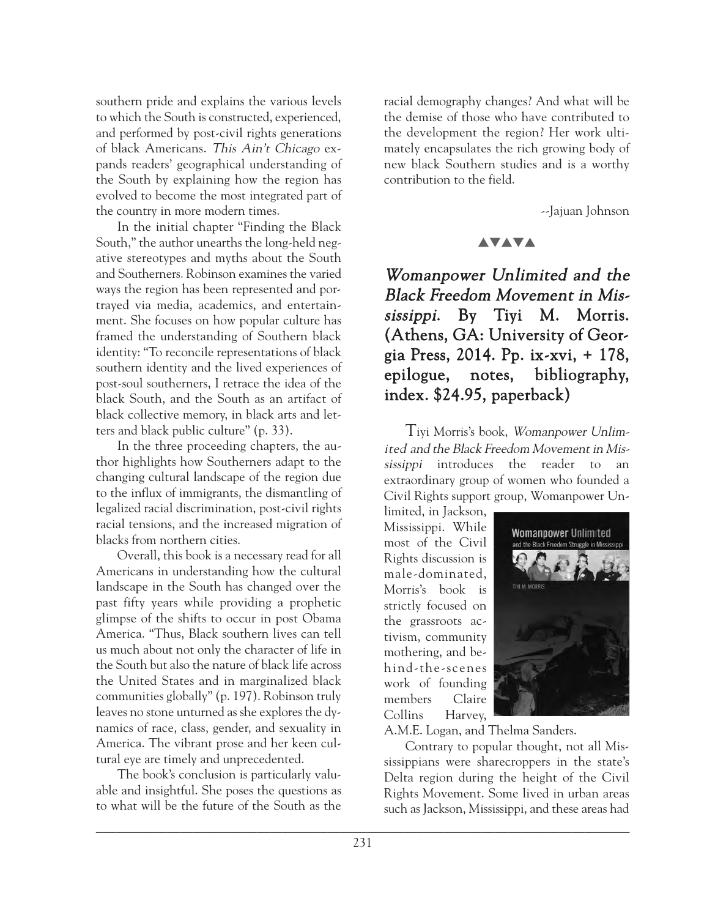southern pride and explains the various levels to which the South is constructed, experienced, and performed by post-civil rights generations of black Americans. *This Ain't Chicago* expands readers' geographical understanding of the South by explaining how the region has evolved to become the most integrated part of the country in more modern times.

In the initial chapter "Finding the Black South," the author unearths the long-held negative stereotypes and myths about the South and Southerners. Robinson examines the varied ways the region has been represented and portrayed via media, academics, and entertainment. She focuses on how popular culture has framed the understanding of Southern black identity: "To reconcile representations of black southern identity and the lived experiences of post-soul southerners, I retrace the idea of the black South, and the South as an artifact of black collective memory, in black arts and letters and black public culture" (p. 33).

In the three proceeding chapters, the author highlights how Southerners adapt to the changing cultural landscape of the region due to the influx of immigrants, the dismantling of legalized racial discrimination, post-civil rights racial tensions, and the increased migration of blacks from northern cities.

Overall, this book is a necessary read for all Americans in understanding how the cultural landscape in the South has changed over the past fifty years while providing a prophetic glimpse of the shifts to occur in post Obama America. "Thus, Black southern lives can tell us much about not only the character of life in the South but also the nature of black life across the United States and in marginalized black communities globally" (p. 197). Robinson truly leaves no stone unturned as she explores the dynamics of race, class, gender, and sexuality in America. The vibrant prose and her keen cultural eye are timely and unprecedented.

The book's conclusion is particularly valuable and insightful. She poses the questions as to what will be the future of the South as the racial demography changes? And what will be the demise of those who have contributed to the development the region? Her work ultimately encapsulates the rich growing body of new black Southern studies and is a worthy contribution to the field.

--Jajuan Johnson

▲▼▲▼▲

## *Womanpower Unlimited and the Black Freedom Movement in Mississippi.* By Tiyi M. Morris. (Athens, GA: University of Georgia Press, 2014. Pp. ix-xvi, + 178, epilogue, notes, bibliography, index. $24.95, paperback)

Tiyi Morris's book, *Womanpower Unlimited and the Black Freedom Movement in Mississippi* introduces the reader to an extraordinary group of women who founded a Civil Rights support group, Womanpower Unlimited, in Jackson, Mississippi. While most of the Civil Rights discussion is male-dominated, Morris's book is strictly focused on the grassroots activism, community mothering, and behind-the-scenes work of founding members Claire Collins Harvey, A.M.E. Logan, and Thelma Sanders.

Contrary to popular thought, not all Mississippians were sharecroppers in the state's Delta region during the height of the Civil Rights Movement. Some lived in urban areas such as Jackson, Mississippi, and these areas had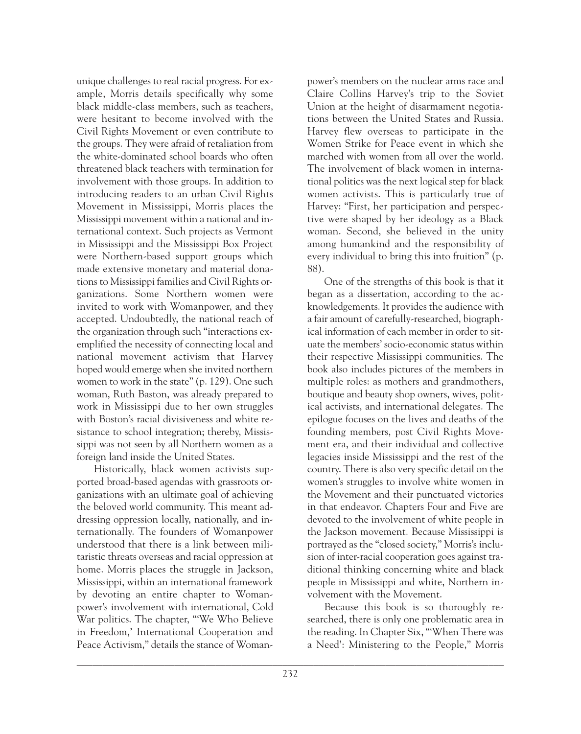unique challenges to real racial progress. For example, Morris details specifically why some black middle-class members, such as teachers, were hesitant to become involved with the Civil Rights Movement or even contribute to the groups. They were afraid of retaliation from the white-dominated school boards who often threatened black teachers with termination for involvement with those groups. In addition to introducing readers to an urban Civil Rights Movement in Mississippi, Morris places the Mississippi movement within a national and international context. Such projects as Vermont in Mississippi and the Mississippi Box Project were Northern-based support groups which made extensive monetary and material donations to Mississippi families and Civil Rights organizations. Some Northern women were invited to work with Womanpower, and they accepted. Undoubtedly, the national reach of the organization through such "interactions exemplified the necessity of connecting local and national movement activism that Harvey hoped would emerge when she invited northern women to work in the state" (p. 129). One such woman, Ruth Baston, was already prepared to work in Mississippi due to her own struggles with Boston's racial divisiveness and white resistance to school integration; thereby, Mississippi was not seen by all Northern women as a foreign land inside the United States.

Historically, black women activists supported broad-based agendas with grassroots organizations with an ultimate goal of achieving the beloved world community. This meant addressing oppression locally, nationally, and internationally. The founders of Womanpower understood that there is a link between militaristic threats overseas and racial oppression at home. Morris places the struggle in Jackson, Mississippi, within an international framework by devoting an entire chapter to Womanpower's involvement with international, Cold War politics. The chapter, "'We Who Believe in Freedom,' International Cooperation and Peace Activism," details the stance of Womanpower's members on the nuclear arms race and Claire Collins Harvey's trip to the Soviet Union at the height of disarmament negotiations between the United States and Russia. Harvey flew overseas to participate in the Women Strike for Peace event in which she marched with women from all over the world. The involvement of black women in international politics was the next logical step for black women activists. This is particularly true of Harvey: "First, her participation and perspective were shaped by her ideology as a Black woman. Second, she believed in the unity among humankind and the responsibility of every individual to bring this into fruition" (p. 88).

One of the strengths of this book is that it began as a dissertation, according to the acknowledgements. It provides the audience with a fair amount of carefully-researched, biographical information of each member in order to situate the members' socio-economic status within their respective Mississippi communities. The book also includes pictures of the members in multiple roles: as mothers and grandmothers, boutique and beauty shop owners, wives, political activists, and international delegates. The epilogue focuses on the lives and deaths of the founding members, post Civil Rights Movement era, and their individual and collective legacies inside Mississippi and the rest of the country. There is also very specific detail on the women's struggles to involve white women in the Movement and their punctuated victories in that endeavor. Chapters Four and Five are devoted to the involvement of white people in the Jackson movement. Because Mississippi is portrayed as the "closed society," Morris's inclusion of inter-racial cooperation goes against traditional thinking concerning white and black people in Mississippi and white, Northern involvement with the Movement.

Because this book is so thoroughly researched, there is only one problematic area in the reading. In Chapter Six, "'When There was a Need': Ministering to the People," Morris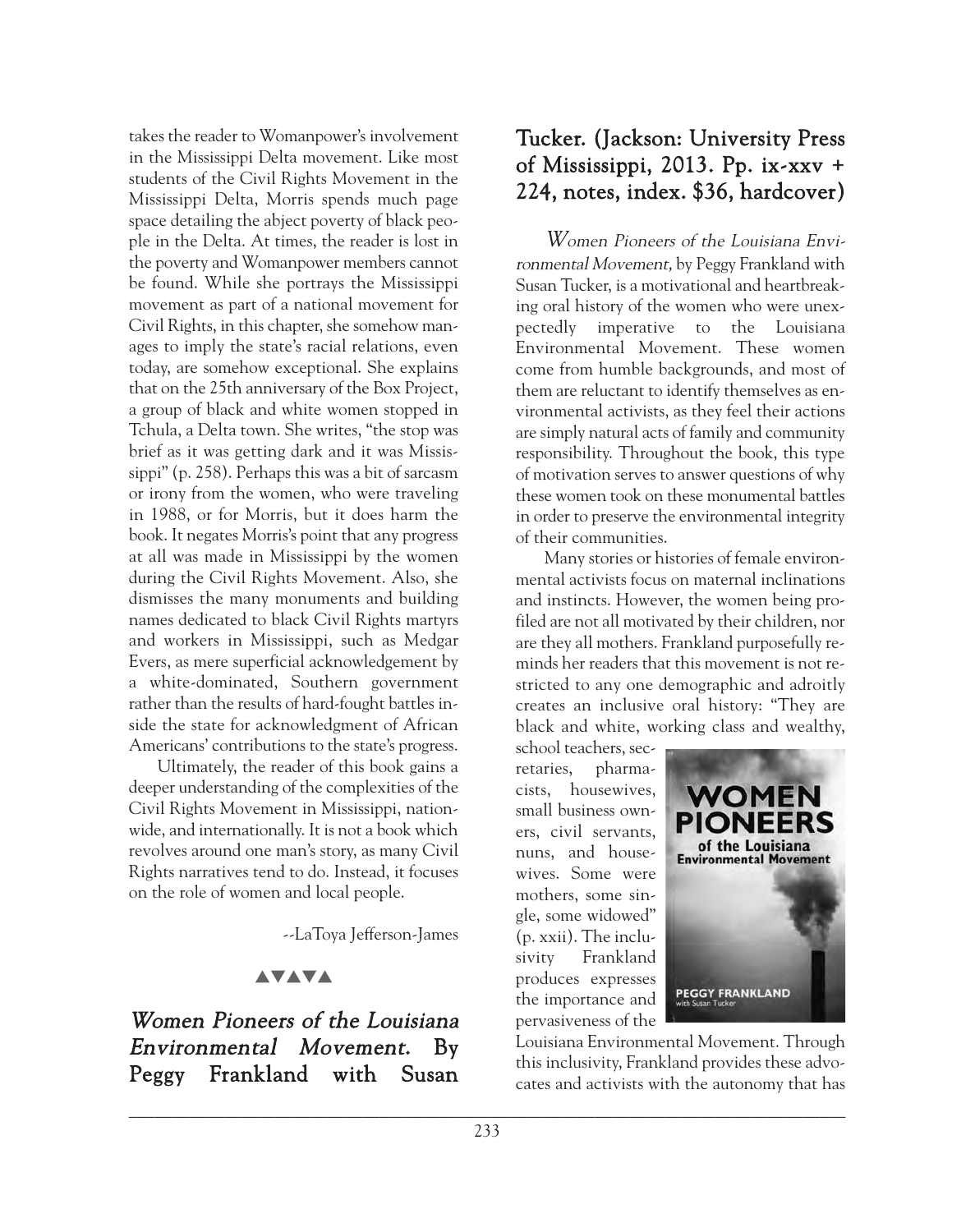takes the reader to Womanpower's involvement in the Mississippi Delta movement. Like most students of the Civil Rights Movement in the Mississippi Delta, Morris spends much page space detailing the abject poverty of black people in the Delta. At times, the reader is lost in the poverty and Womanpower members cannot be found. While she portrays the Mississippi movement as part of a national movement for Civil Rights, in this chapter, she somehow manages to imply the state's racial relations, even today, are somehow exceptional. She explains that on the 25th anniversary of the Box Project, a group of black and white women stopped in Tchula, a Delta town. She writes, "the stop was brief as it was getting dark and it was Mississippi" (p. 258). Perhaps this was a bit of sarcasm or irony from the women, who were traveling in 1988, or for Morris, but it does harm the book. It negates Morris's point that any progress at all was made in Mississippi by the women during the Civil Rights Movement. Also, she dismisses the many monuments and building names dedicated to black Civil Rights martyrs and workers in Mississippi, such as Medgar Evers, as mere superficial acknowledgement by a white-dominated, Southern government rather than the results of hard-fought battles inside the state for acknowledgment of African Americans' contributions to the state's progress.

Ultimately, the reader of this book gains a deeper understanding of the complexities of the Civil Rights Movement in Mississippi, nationwide, and internationally. It is not a book which revolves around one man's story, as many Civil Rights narratives tend to do. Instead, it focuses on the role of women and local people.

--LaToya Jefferson-James

▲▼▲▼▲

## *Women Pioneers of the Louisiana Environmental Movement.* By Peggy Frankland with Susan Tucker. (Jackson: University Press of Mississippi, 2013. Pp. ix-xxv + 224, notes, index. $36, hardcover)

*Women Pioneers of the Louisiana Environmental Movement,* by Peggy Frankland with Susan Tucker, is a motivational and heartbreaking oral history of the women who were unexpectedly imperative to the Louisiana Environmental Movement. These women come from humble backgrounds, and most of them are reluctant to identify themselves as environmental activists, as they feel their actions are simply natural acts of family and community responsibility. Throughout the book, this type of motivation serves to answer questions of why these women took on these monumental battles in order to preserve the environmental integrity of their communities.

Many stories or histories of female environmental activists focus on maternal inclinations and instincts. However, the women being profiled are not all motivated by their children, nor are they all mothers. Frankland purposefully reminds her readers that this movement is not restricted to any one demographic and adroitly creates an inclusive oral history: "They are black and white, working class and wealthy, school teachers, secretaries, pharmacists, housewives, small business owners, civil servants, nuns, and housewives. Some were mothers, some single, some widowed" (p. xxii). The inclusivity Frankland produces expresses the importance and pervasiveness of the Louisiana Environmental Movement. Through this inclusivity, Frankland provides these advocates and activists with the autonomy that has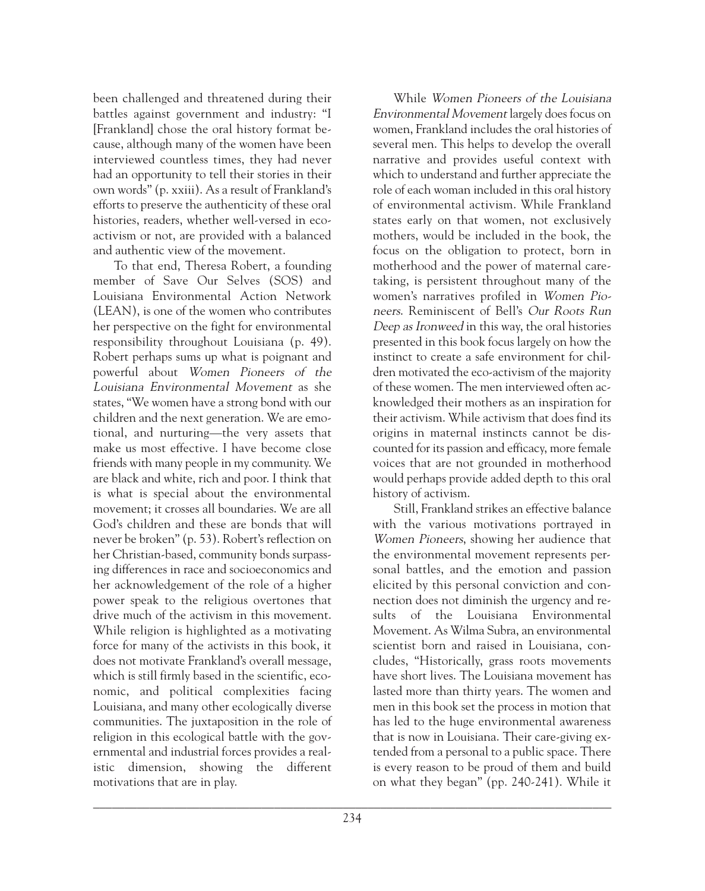been challenged and threatened during their battles against government and industry: "I [Frankland] chose the oral history format because, although many of the women have been interviewed countless times, they had never had an opportunity to tell their stories in their own words" (p. xxiii). As a result of Frankland's efforts to preserve the authenticity of these oral histories, readers, whether well-versed in eco-activism or not, are provided with a balanced and authentic view of the movement.

To that end, Theresa Robert, a founding member of Save Our Selves (SOS) and Louisiana Environmental Action Network (LEAN), is one of the women who contributes her perspective on the fight for environmental responsibility throughout Louisiana (p. 49). Robert perhaps sums up what is poignant and powerful about *Women Pioneers of the Louisiana Environmental Movement* as she states, "We women have a strong bond with our children and the next generation. We are emotional, and nurturing—the very assets that make us most effective. I have become close friends with many people in my community. We are black and white, rich and poor. I think that is what is special about the environmental movement; it crosses all boundaries. We are all God's children and these are bonds that will never be broken" (p. 53). Robert's reflection on her Christian-based, community bonds surpassing differences in race and socioeconomics and her acknowledgement of the role of a higher power speak to the religious overtones that drive much of the activism in this movement. While religion is highlighted as a motivating force for many of the activists in this book, it does not motivate Frankland's overall message, which is still firmly based in the scientific, economic, and political complexities facing Louisiana, and many other ecologically diverse communities. The juxtaposition in the role of religion in this ecological battle with the governmental and industrial forces provides a realistic dimension, showing the different motivations that are in play.

While *Women Pioneers of the Louisiana Environmental Movement* largely does focus on women, Frankland includes the oral histories of several men. This helps to develop the overall narrative and provides useful context with which to understand and further appreciate the role of each woman included in this oral history of environmental activism. While Frankland states early on that women, not exclusively mothers, would be included in the book, the focus on the obligation to protect, born in motherhood and the power of maternal caretaking, is persistent throughout many of the women's narratives profiled in *Women Pioneers*. Reminiscent of Bell's *Our Roots Run Deep as Ironweed* in this way, the oral histories presented in this book focus largely on how the instinct to create a safe environment for children motivated the eco-activism of the majority of these women. The men interviewed often acknowledged their mothers as an inspiration for their activism. While activism that does find its origins in maternal instincts cannot be discounted for its passion and efficacy, more female voices that are not grounded in motherhood would perhaps provide added depth to this oral history of activism.

Still, Frankland strikes an effective balance with the various motivations portrayed in *Women Pioneers*, showing her audience that the environmental movement represents personal battles, and the emotion and passion elicited by this personal conviction and connection does not diminish the urgency and results of the Louisiana Environmental Movement. As Wilma Subra, an environmental scientist born and raised in Louisiana, concludes, "Historically, grass roots movements have short lives. The Louisiana movement has lasted more than thirty years. The women and men in this book set the process in motion that has led to the huge environmental awareness that is now in Louisiana. Their care-giving extended from a personal to a public space. There is every reason to be proud of them and build on what they began" (pp. 240-241). While it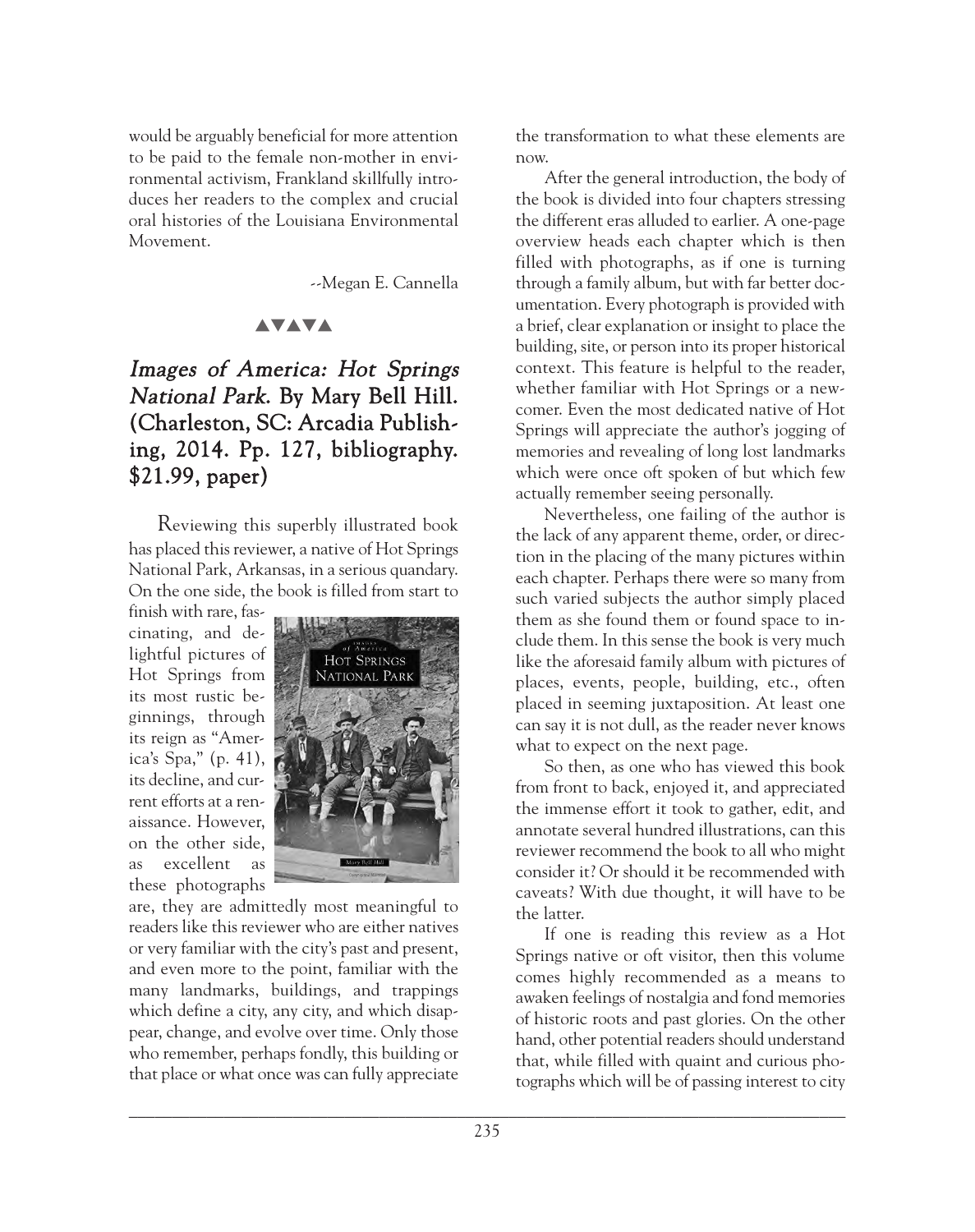would be arguably beneficial for more attention to be paid to the female non-mother in environmental activism, Frankland skillfully introduces her readers to the complex and crucial oral histories of the Louisiana Environmental Movement.

--Megan E. Cannella

▲▼▲▼▲

## *Images of America: Hot Springs National Park*. By Mary Bell Hill. (Charleston, SC: Arcadia Publishing, 2014. Pp. 127, bibliography. $21.99, paper)

Reviewing this superbly illustrated book has placed this reviewer, a native of Hot Springs National Park, Arkansas, in a serious quandary. On the one side, the book is filled from start to finish with rare, fascinating, and delightful pictures of Hot Springs from its most rustic beginnings, through its reign as "America's Spa," (p. 41), its decline, and current efforts at a renaissance. However, on the other side, as excellent as these photographs are, they are admittedly most meaningful to readers like this reviewer who are either natives or very familiar with the city's past and present, and even more to the point, familiar with the many landmarks, buildings, and trappings which define a city, any city, and which disappear, change, and evolve over time. Only those who remember, perhaps fondly, this building or that place or what once was can fully appreciate the transformation to what these elements are now.

After the general introduction, the body of the book is divided into four chapters stressing the different eras alluded to earlier. A one-page overview heads each chapter which is then filled with photographs, as if one is turning through a family album, but with far better documentation. Every photograph is provided with a brief, clear explanation or insight to place the building, site, or person into its proper historical context. This feature is helpful to the reader, whether familiar with Hot Springs or a newcomer. Even the most dedicated native of Hot Springs will appreciate the author's jogging of memories and revealing of long lost landmarks which were once oft spoken of but which few actually remember seeing personally.

Nevertheless, one failing of the author is the lack of any apparent theme, order, or direction in the placing of the many pictures within each chapter. Perhaps there were so many from such varied subjects the author simply placed them as she found them or found space to include them. In this sense the book is very much like the aforesaid family album with pictures of places, events, people, building, etc., often placed in seeming juxtaposition. At least one can say it is not dull, as the reader never knows what to expect on the next page.

So then, as one who has viewed this book from front to back, enjoyed it, and appreciated the immense effort it took to gather, edit, and annotate several hundred illustrations, can this reviewer recommend the book to all who might consider it? Or should it be recommended with caveats? With due thought, it will have to be the latter.

If one is reading this review as a Hot Springs native or oft visitor, then this volume comes highly recommended as a means to awaken feelings of nostalgia and fond memories of historic roots and past glories. On the other hand, other potential readers should understand that, while filled with quaint and curious photographs which will be of passing interest to city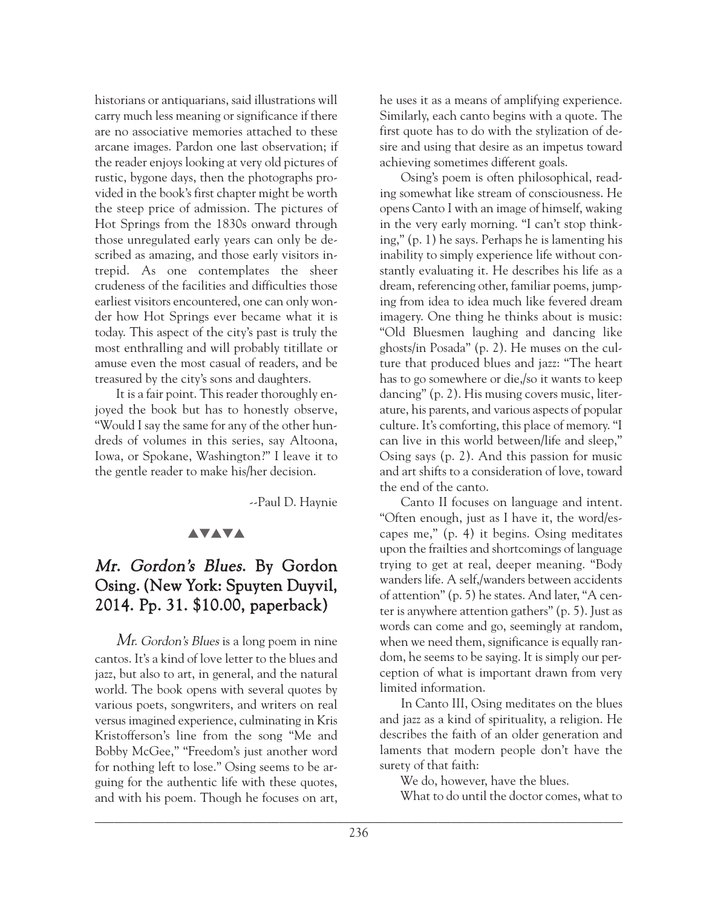historians or antiquarians, said illustrations will carry much less meaning or significance if there are no associative memories attached to these arcane images. Pardon one last observation; if the reader enjoys looking at very old pictures of rustic, bygone days, then the photographs provided in the book's first chapter might be worth the steep price of admission. The pictures of Hot Springs from the 1830s onward through those unregulated early years can only be described as amazing, and those early visitors intrepid. As one contemplates the sheer crudeness of the facilities and difficulties those earliest visitors encountered, one can only wonder how Hot Springs ever became what it is today. This aspect of the city's past is truly the most enthralling and will probably titillate or amuse even the most casual of readers, and be treasured by the city's sons and daughters.

It is a fair point. This reader thoroughly enjoyed the book but has to honestly observe, "Would I say the same for any of the other hundreds of volumes in this series, say Altoona, Iowa, or Spokane, Washington?" I leave it to the gentle reader to make his/her decision.

--Paul D. Haynie

▲▼▲▼▲

## *Mr. Gordon's Blues*. By Gordon Osing. (New York: Spuyten Duyvil, 2014. Pp. 31. $10.00, paperback)

*Mr. Gordon's Blues* is a long poem in nine cantos. It's a kind of love letter to the blues and jazz, but also to art, in general, and the natural world. The book opens with several quotes by various poets, songwriters, and writers on real versus imagined experience, culminating in Kris Kristofferson's line from the song "Me and Bobby McGee," "Freedom's just another word for nothing left to lose." Osing seems to be arguing for the authentic life with these quotes, and with his poem. Though he focuses on art, he uses it as a means of amplifying experience. Similarly, each canto begins with a quote. The first quote has to do with the stylization of desire and using that desire as an impetus toward achieving sometimes different goals.

Osing's poem is often philosophical, reading somewhat like stream of consciousness. He opens Canto I with an image of himself, waking in the very early morning. "I can't stop thinking," (p. 1) he says. Perhaps he is lamenting his inability to simply experience life without constantly evaluating it. He describes his life as a dream, referencing other, familiar poems, jumping from idea to idea much like fevered dream imagery. One thing he thinks about is music: "Old Bluesmen laughing and dancing like ghosts/in Posada" (p. 2). He muses on the culture that produced blues and jazz: "The heart has to go somewhere or die,/so it wants to keep dancing" (p. 2). His musing covers music, literature, his parents, and various aspects of popular culture. It's comforting, this place of memory. "I can live in this world between/life and sleep," Osing says (p. 2). And this passion for music and art shifts to a consideration of love, toward the end of the canto.

Canto II focuses on language and intent. "Often enough, just as I have it, the word/escapes me," (p. 4) it begins. Osing meditates upon the frailties and shortcomings of language trying to get at real, deeper meaning. "Body wanders life. A self,/wanders between accidents of attention" (p. 5) he states. And later, "A center is anywhere attention gathers" (p. 5). Just as words can come and go, seemingly at random, when we need them, significance is equally random, he seems to be saying. It is simply our perception of what is important drawn from very limited information.

In Canto III, Osing meditates on the blues and jazz as a kind of spirituality, a religion. He describes the faith of an older generation and laments that modern people don't have the surety of that faith:

We do, however, have the blues.

What to do until the doctor comes, what to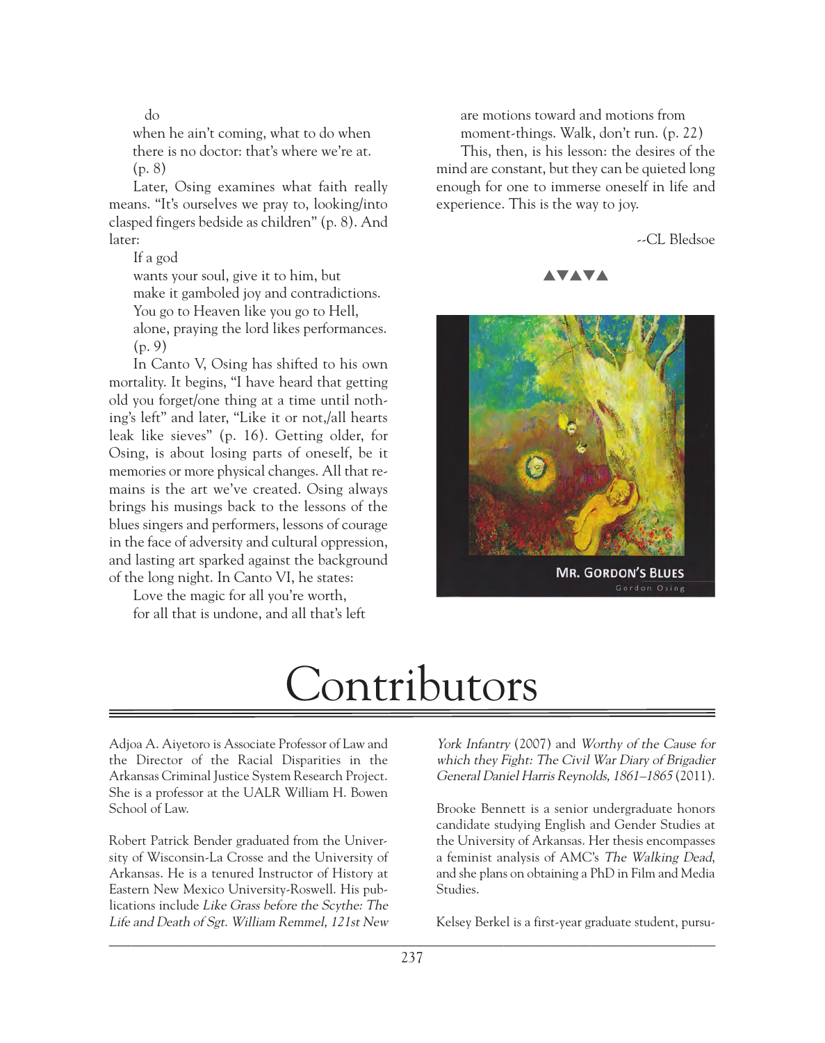do
when he ain't coming, what to do when
there is no doctor: that's where we're at.
(p. 8)

Later, Osing examines what faith really means. "It's ourselves we pray to, looking/into clasped fingers bedside as children" (p. 8). And later:

If a god
wants your soul, give it to him, but
make it gamboled joy and contradictions.
You go to Heaven like you go to Hell,
alone, praying the lord likes performances.
(p. 9)

In Canto V, Osing has shifted to his own mortality. It begins, "I have heard that getting old you forget/one thing at a time until nothing's left" and later, "Like it or not,/all hearts leak like sieves" (p. 16). Getting older, for Osing, is about losing parts of oneself, be it memories or more physical changes. All that remains is the art we've created. Osing always brings his musings back to the lessons of the blues singers and performers, lessons of courage in the face of adversity and cultural oppression, and lasting art sparked against the background of the long night. In Canto VI, he states:

Love the magic for all you're worth,
for all that is undone, and all that's left
are motions toward and motions from
moment-things. Walk, don't run. (p. 22)

This, then, is his lesson: the desires of the mind are constant, but they can be quieted long enough for one to immerse oneself in life and experience. This is the way to joy.

--CL Bledsoe

▲▼▲▼▲

MR. GORDON'S BLUES
Gordon Osing

# Contributors

Adjoa A. Aiyetoro is Associate Professor of Law and the Director of the Racial Disparities in the Arkansas Criminal Justice System Research Project. She is a professor at the UALR William H. Bowen School of Law.

Robert Patrick Bender graduated from the University of Wisconsin-La Crosse and the University of Arkansas. He is a tenured Instructor of History at Eastern New Mexico University-Roswell. His publications include *Like Grass before the Scythe: The Life and Death of Sgt. William Remmel, 121st New York Infantry* (2007) and *Worthy of the Cause for which they Fight: The Civil War Diary of Brigadier General Daniel Harris Reynolds, 1861–1865* (2011).

Brooke Bennett is a senior undergraduate honors candidate studying English and Gender Studies at the University of Arkansas. Her thesis encompasses a feminist analysis of AMC's *The Walking Dead*, and she plans on obtaining a PhD in Film and Media Studies.

Kelsey Berkel is a first-year graduate student, pursu-